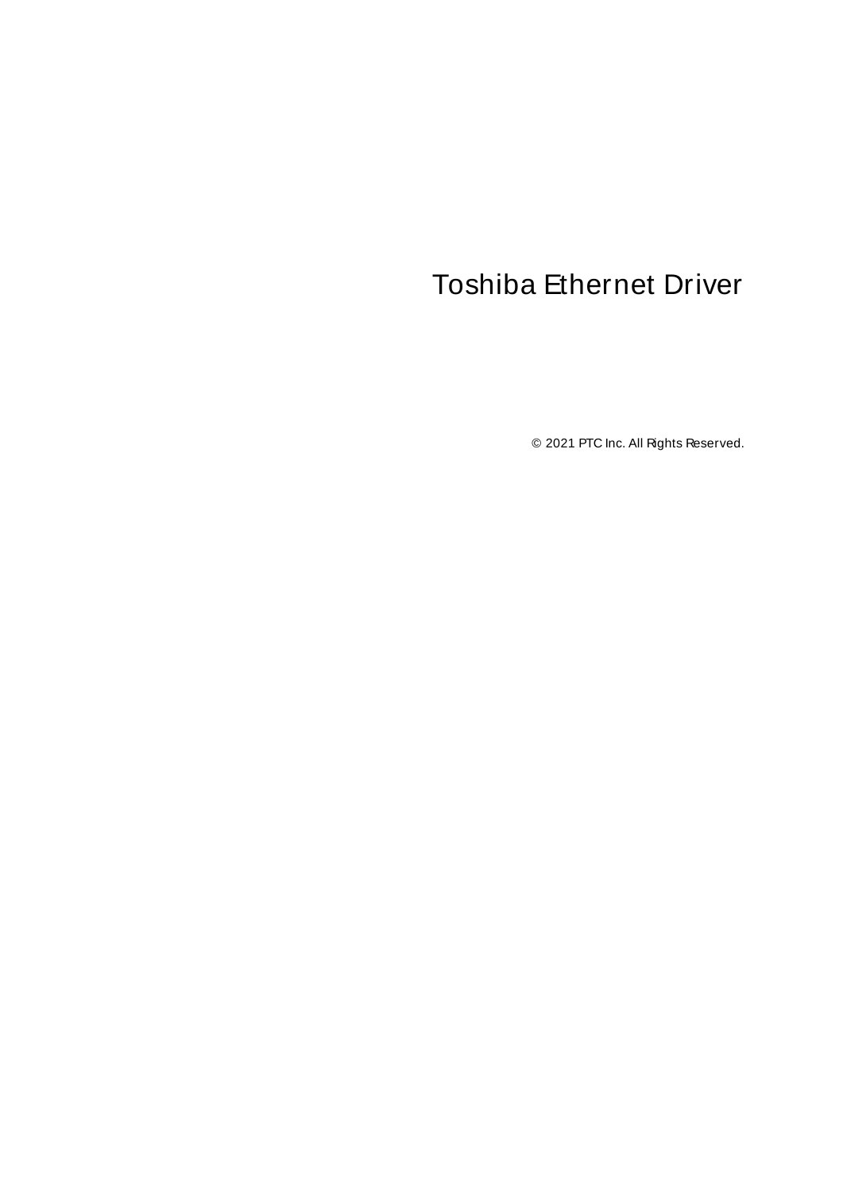# Toshiba Ethernet Driver

© 2021 PTC Inc. All Rights Reserved.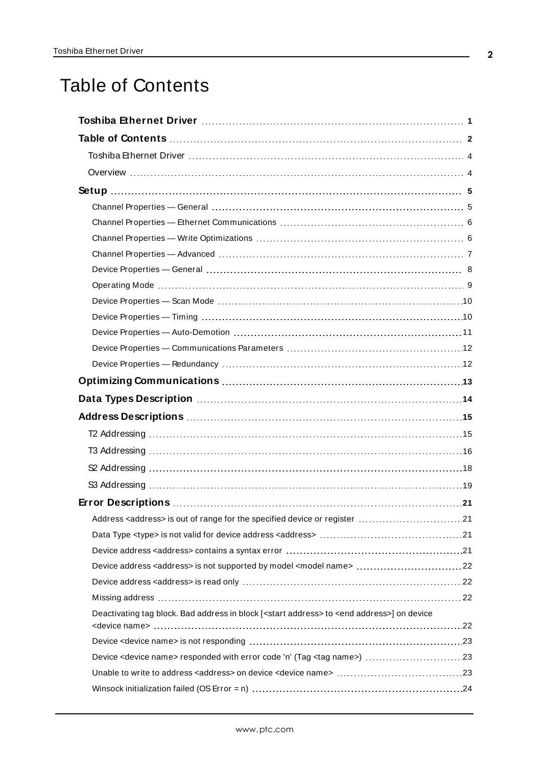# Table of Contents

**Toshiba Ethernet Driver** 1

**Table of Contents** 2

Toshiba Ethernet Driver 4

Overview 4

**Setup** 5

Channel Properties — General 5

Channel Properties — Ethernet Communications 6

Channel Properties — Write Optimizations 6

Channel Properties — Advanced 7

Device Properties — General 8

Operating Mode 9

Device Properties — Scan Mode 10

Device Properties — Timing 10

Device Properties — Auto-Demotion 11

Device Properties — Communications Parameters 12

Device Properties — Redundancy 12

**Optimizing Communications** 13

**Data Types Description** 14

**Address Descriptions** 15

T2 Addressing 15

T3 Addressing 16

S2 Addressing 18

S3 Addressing 19

**Error Descriptions** 21

Address <address> is out of range for the specified device or register 21

Data Type <type> is not valid for device address <address> 21

Device address <address> contains a syntax error 21

Device address <address> is not supported by model <model name> 22

Device address <address> is read only 22

Missing address 22

Deactivating tag block. Bad address in block [<start address> to <end address>] on device <device name> 22

Device <device name> is not responding 23

Device <device name> responded with error code 'n' (Tag <tag name>) 23

Unable to write to address <address> on device <device name> 23

Winsock initialization failed (OS Error = n) 24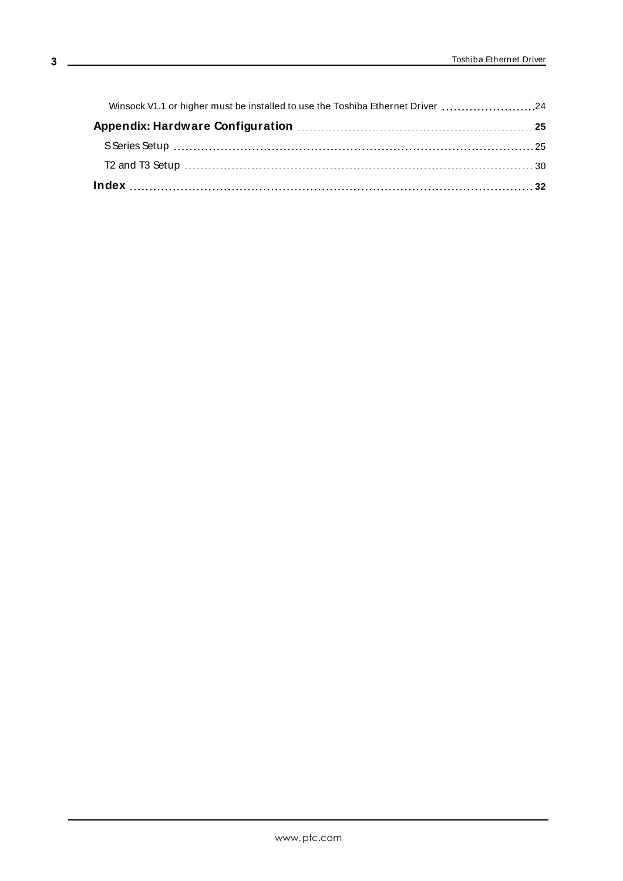Winsock V1.1 or higher must be installed to use the Toshiba Ethernet Driver ........................ 24

**Appendix: Hardware Configuration** ........................ **25**

S Series Setup ........................ 25

T2 and T3 Setup ........................ 30

**Index** ........................ **32**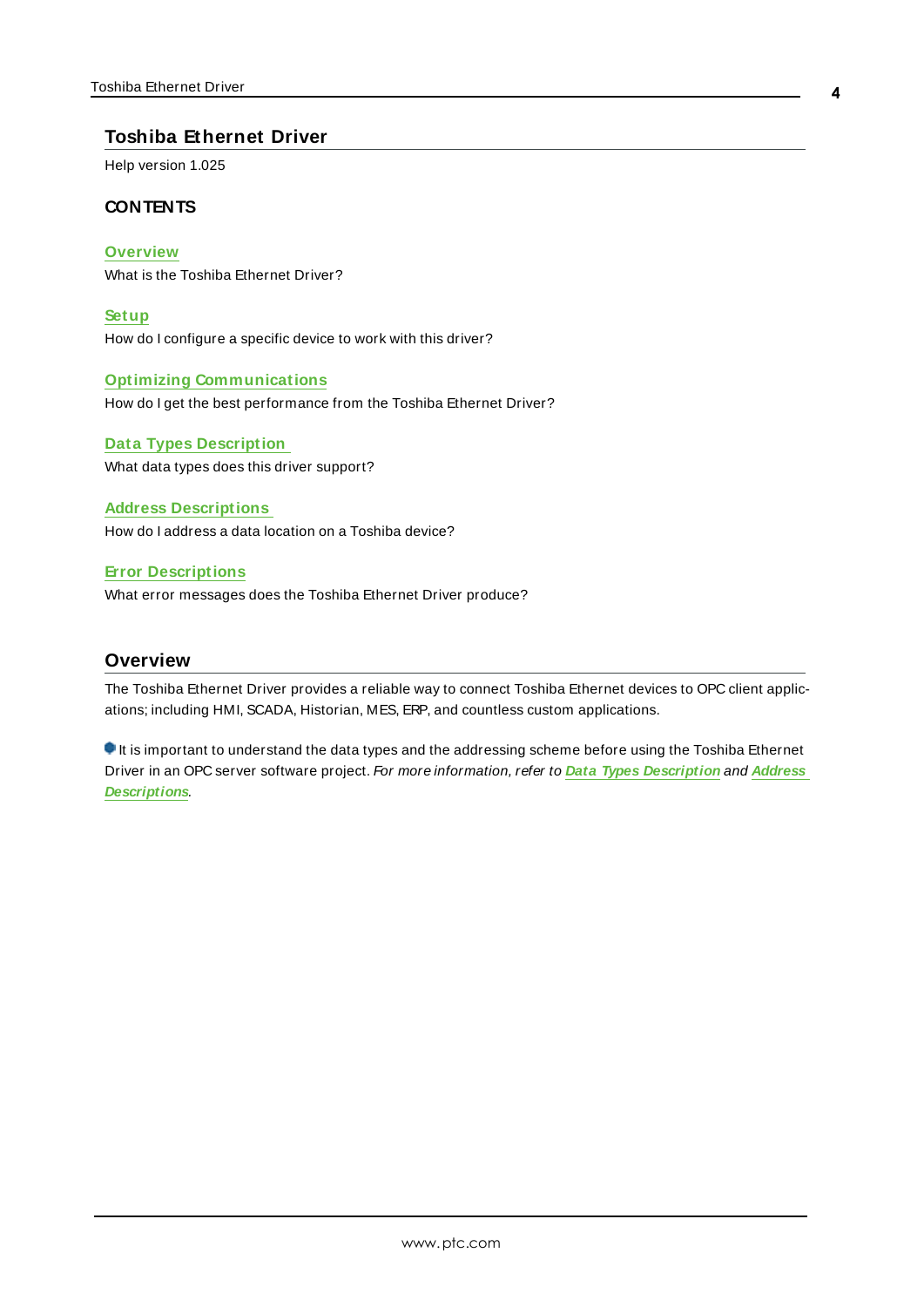# Toshiba Ethernet Driver

Help version 1.025

### CONTENTS

**Overview**
What is the Toshiba Ethernet Driver?

**Setup**
How do I configure a specific device to work with this driver?

**Optimizing Communications**
How do I get the best performance from the Toshiba Ethernet Driver?

**Data Types Description**
What data types does this driver support?

**Address Descriptions**
How do I address a data location on a Toshiba device?

**Error Descriptions**
What error messages does the Toshiba Ethernet Driver produce?

## Overview

The Toshiba Ethernet Driver provides a reliable way to connect Toshiba Ethernet devices to OPC client applications; including HMI, SCADA, Historian, MES, ERP, and countless custom applications.

It is important to understand the data types and the addressing scheme before using the Toshiba Ethernet Driver in an OPC server software project. *For more information, refer to* ***Data Types Description*** *and* ***Address Descriptions****.*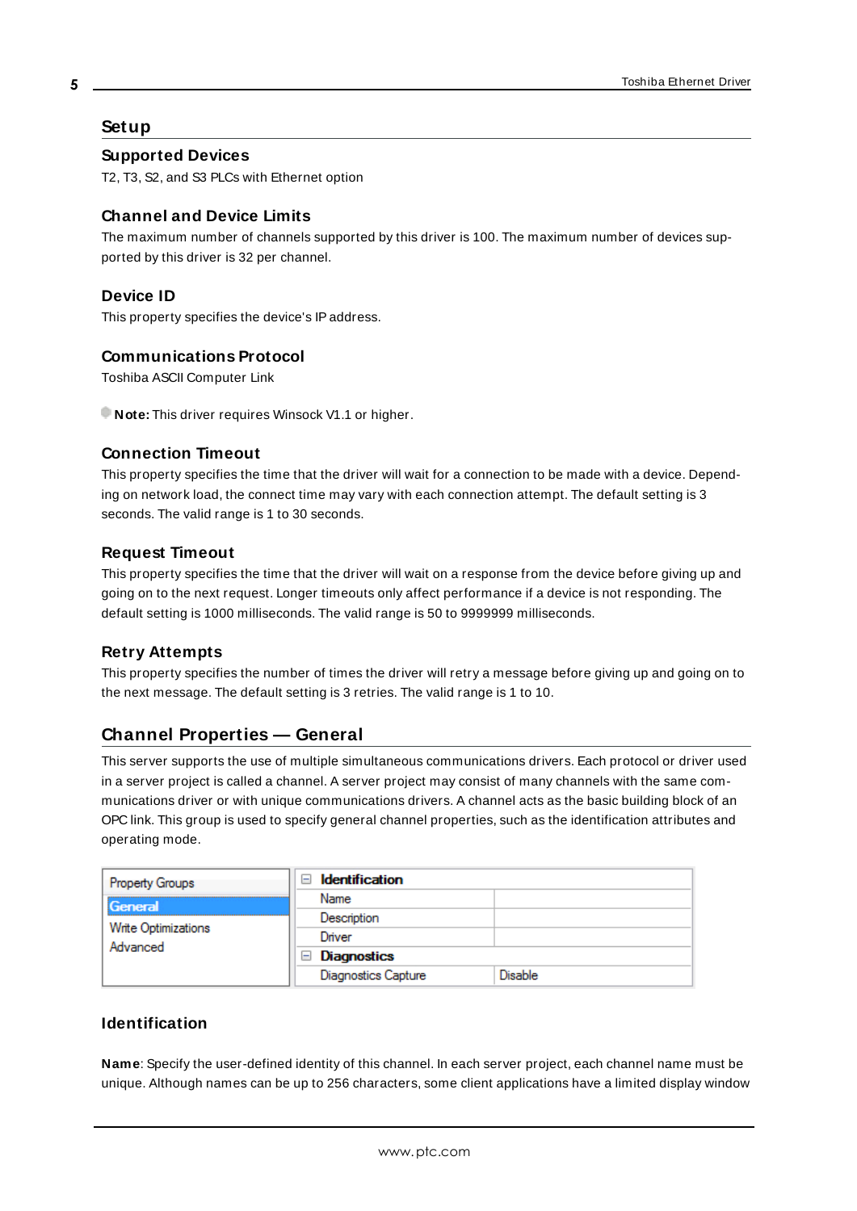# Setup

## Supported Devices

T2, T3, S2, and S3 PLCs with Ethernet option

## Channel and Device Limits

The maximum number of channels supported by this driver is 100. The maximum number of devices supported by this driver is 32 per channel.

## Device ID

This property specifies the device's IP address.

## Communications Protocol

Toshiba ASCII Computer Link

**Note:** This driver requires Winsock V1.1 or higher.

## Connection Timeout

This property specifies the time that the driver will wait for a connection to be made with a device. Depending on network load, the connect time may vary with each connection attempt. The default setting is 3 seconds. The valid range is 1 to 30 seconds.

## Request Timeout

This property specifies the time that the driver will wait on a response from the device before giving up and going on to the next request. Longer timeouts only affect performance if a device is not responding. The default setting is 1000 milliseconds. The valid range is 50 to 9999999 milliseconds.

## Retry Attempts

This property specifies the number of times the driver will retry a message before giving up and going on to the next message. The default setting is 3 retries. The valid range is 1 to 10.

# Channel Properties — General

This server supports the use of multiple simultaneous communications drivers. Each protocol or driver used in a server project is called a channel. A server project may consist of many channels with the same communications driver or with unique communications drivers. A channel acts as the basic building block of an OPC link. This group is used to specify general channel properties, such as the identification attributes and operating mode.

| Property Groups | Property | Value |
| --- | --- | --- |
| General | **Identification** | |
| Write Optimizations | Name | |
| Advanced | Description | |
| | Driver | |
| | **Diagnostics** | |
| | Diagnostics Capture | Disable |

## Identification

**Name**: Specify the user-defined identity of this channel. In each server project, each channel name must be unique. Although names can be up to 256 characters, some client applications have a limited display window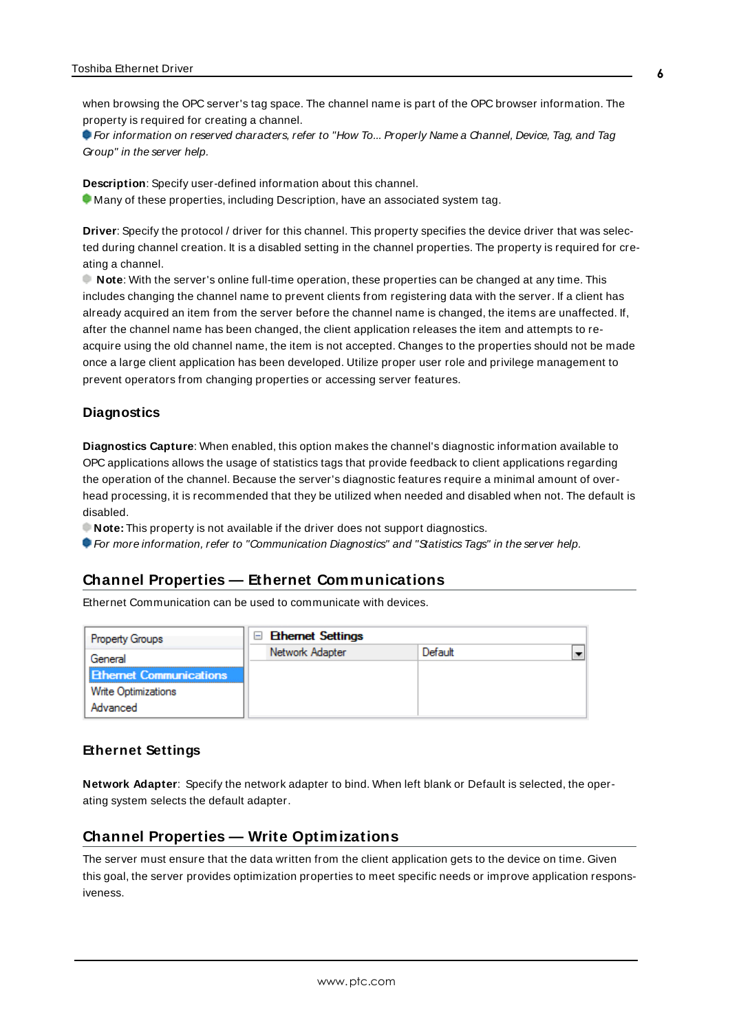when browsing the OPC server's tag space. The channel name is part of the OPC browser information. The property is required for creating a channel.

*For information on reserved characters, refer to "How To... Properly Name a Channel, Device, Tag, and Tag Group" in the server help.*

**Description**: Specify user-defined information about this channel.

Many of these properties, including Description, have an associated system tag.

**Driver**: Specify the protocol / driver for this channel. This property specifies the device driver that was selected during channel creation. It is a disabled setting in the channel properties. The property is required for creating a channel.

**Note**: With the server's online full-time operation, these properties can be changed at any time. This includes changing the channel name to prevent clients from registering data with the server. If a client has already acquired an item from the server before the channel name is changed, the items are unaffected. If, after the channel name has been changed, the client application releases the item and attempts to re-acquire using the old channel name, the item is not accepted. Changes to the properties should not be made once a large client application has been developed. Utilize proper user role and privilege management to prevent operators from changing properties or accessing server features.

### Diagnostics

**Diagnostics Capture**: When enabled, this option makes the channel's diagnostic information available to OPC applications allows the usage of statistics tags that provide feedback to client applications regarding the operation of the channel. Because the server's diagnostic features require a minimal amount of overhead processing, it is recommended that they be utilized when needed and disabled when not. The default is disabled.

**Note:** This property is not available if the driver does not support diagnostics.

*For more information, refer to "Communication Diagnostics" and "Statistics Tags" in the server help.*

## Channel Properties — Ethernet Communications

Ethernet Communication can be used to communicate with devices.

| Property Groups | Ethernet Settings | |
|---|---|---|
| General | Network Adapter | Default |
| **Ethernet Communications** | | |
| Write Optimizations | | |
| Advanced | | |

### Ethernet Settings

**Network Adapter**: Specify the network adapter to bind. When left blank or Default is selected, the operating system selects the default adapter.

## Channel Properties — Write Optimizations

The server must ensure that the data written from the client application gets to the device on time. Given this goal, the server provides optimization properties to meet specific needs or improve application responsiveness.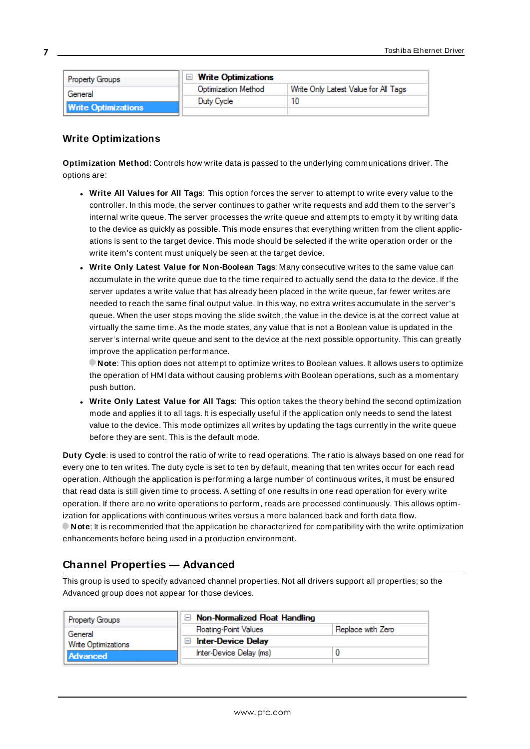| Property Groups | Write Optimizations | |
|---|---|---|
| General | Optimization Method | Write Only Latest Value for All Tags |
| Write Optimizations | Duty Cycle | 10 |

### Write Optimizations

**Optimization Method**: Controls how write data is passed to the underlying communications driver. The options are:

- **Write All Values for All Tags**: This option forces the server to attempt to write every value to the controller. In this mode, the server continues to gather write requests and add them to the server's internal write queue. The server processes the write queue and attempts to empty it by writing data to the device as quickly as possible. This mode ensures that everything written from the client applications is sent to the target device. This mode should be selected if the write operation order or the write item's content must uniquely be seen at the target device.
- **Write Only Latest Value for Non-Boolean Tags**: Many consecutive writes to the same value can accumulate in the write queue due to the time required to actually send the data to the device. If the server updates a write value that has already been placed in the write queue, far fewer writes are needed to reach the same final output value. In this way, no extra writes accumulate in the server's queue. When the user stops moving the slide switch, the value in the device is at the correct value at virtually the same time. As the mode states, any value that is not a Boolean value is updated in the server's internal write queue and sent to the device at the next possible opportunity. This can greatly improve the application performance.
  **Note**: This option does not attempt to optimize writes to Boolean values. It allows users to optimize the operation of HMI data without causing problems with Boolean operations, such as a momentary push button.
- **Write Only Latest Value for All Tags**: This option takes the theory behind the second optimization mode and applies it to all tags. It is especially useful if the application only needs to send the latest value to the device. This mode optimizes all writes by updating the tags currently in the write queue before they are sent. This is the default mode.

**Duty Cycle**: is used to control the ratio of write to read operations. The ratio is always based on one read for every one to ten writes. The duty cycle is set to ten by default, meaning that ten writes occur for each read operation. Although the application is performing a large number of continuous writes, it must be ensured that read data is still given time to process. A setting of one results in one read operation for every write operation. If there are no write operations to perform, reads are processed continuously. This allows optimization for applications with continuous writes versus a more balanced back and forth data flow.
**Note**: It is recommended that the application be characterized for compatibility with the write optimization enhancements before being used in a production environment.

## Channel Properties — Advanced

This group is used to specify advanced channel properties. Not all drivers support all properties; so the Advanced group does not appear for those devices.

| Property Groups | Non-Normalized Float Handling | |
|---|---|---|
| General | Floating-Point Values | Replace with Zero |
| Write Optimizations | Inter-Device Delay | |
| Advanced | Inter-Device Delay (ms) | 0 |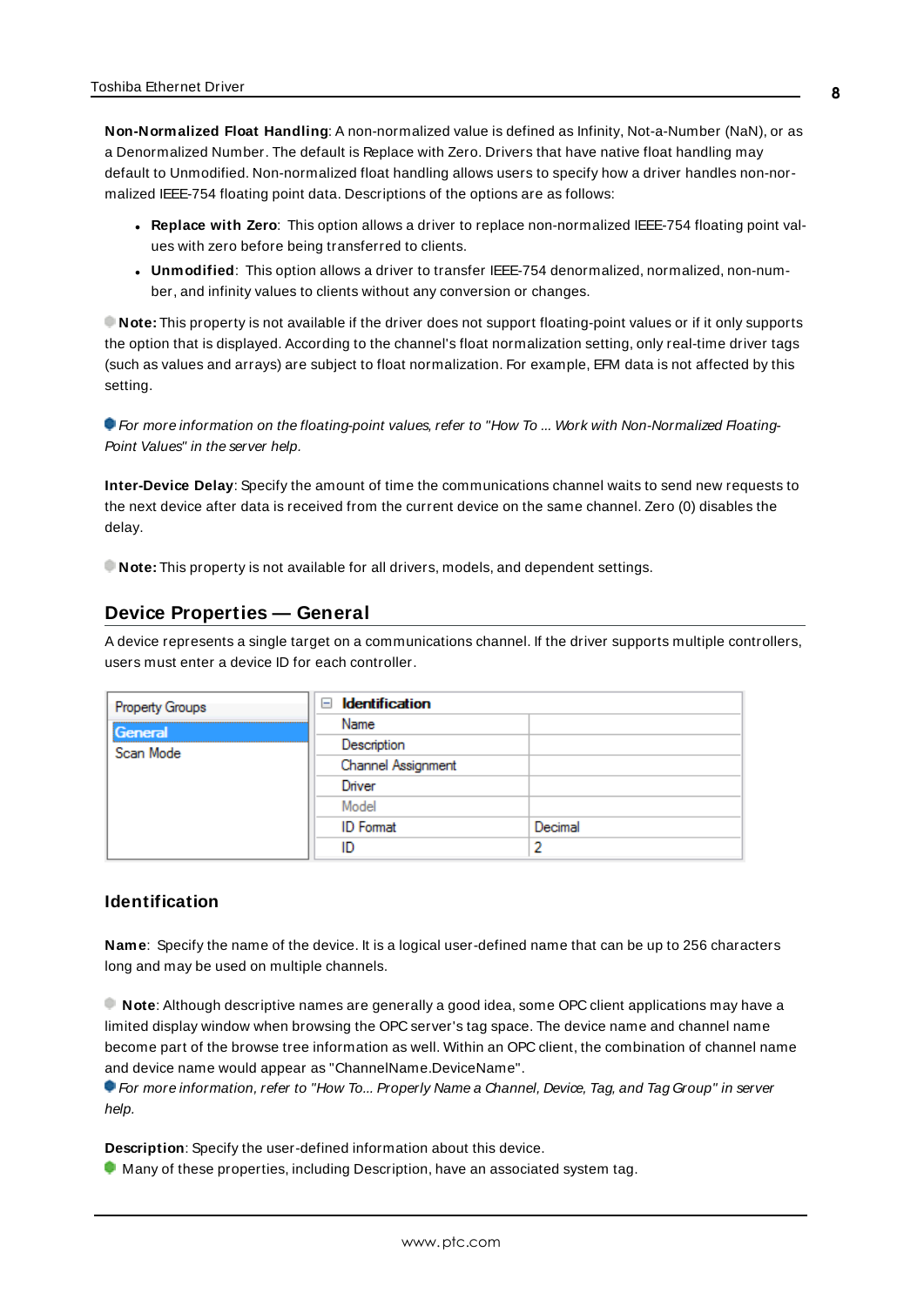**Non-Normalized Float Handling**: A non-normalized value is defined as Infinity, Not-a-Number (NaN), or as a Denormalized Number. The default is Replace with Zero. Drivers that have native float handling may default to Unmodified. Non-normalized float handling allows users to specify how a driver handles non-normalized IEEE-754 floating point data. Descriptions of the options are as follows:

- **Replace with Zero**: This option allows a driver to replace non-normalized IEEE-754 floating point values with zero before being transferred to clients.
- **Unmodified**: This option allows a driver to transfer IEEE-754 denormalized, normalized, non-number, and infinity values to clients without any conversion or changes.

**Note:** This property is not available if the driver does not support floating-point values or if it only supports the option that is displayed. According to the channel's float normalization setting, only real-time driver tags (such as values and arrays) are subject to float normalization. For example, EFM data is not affected by this setting.

*For more information on the floating-point values, refer to "How To ... Work with Non-Normalized Floating-Point Values" in the server help.*

**Inter-Device Delay**: Specify the amount of time the communications channel waits to send new requests to the next device after data is received from the current device on the same channel. Zero (0) disables the delay.

**Note:** This property is not available for all drivers, models, and dependent settings.

## Device Properties — General

A device represents a single target on a communications channel. If the driver supports multiple controllers, users must enter a device ID for each controller.

| Property Groups | Identification | |
|---|---|---|
| **General** | Name | |
| Scan Mode | Description | |
| | Channel Assignment | |
| | Driver | |
| | Model | |
| | ID Format | Decimal |
| | ID | 2 |

### Identification

**Name**: Specify the name of the device. It is a logical user-defined name that can be up to 256 characters long and may be used on multiple channels.

**Note**: Although descriptive names are generally a good idea, some OPC client applications may have a limited display window when browsing the OPC server's tag space. The device name and channel name become part of the browse tree information as well. Within an OPC client, the combination of channel name and device name would appear as "ChannelName.DeviceName".
*For more information, refer to "How To... Properly Name a Channel, Device, Tag, and Tag Group" in server help.*

**Description**: Specify the user-defined information about this device.
Many of these properties, including Description, have an associated system tag.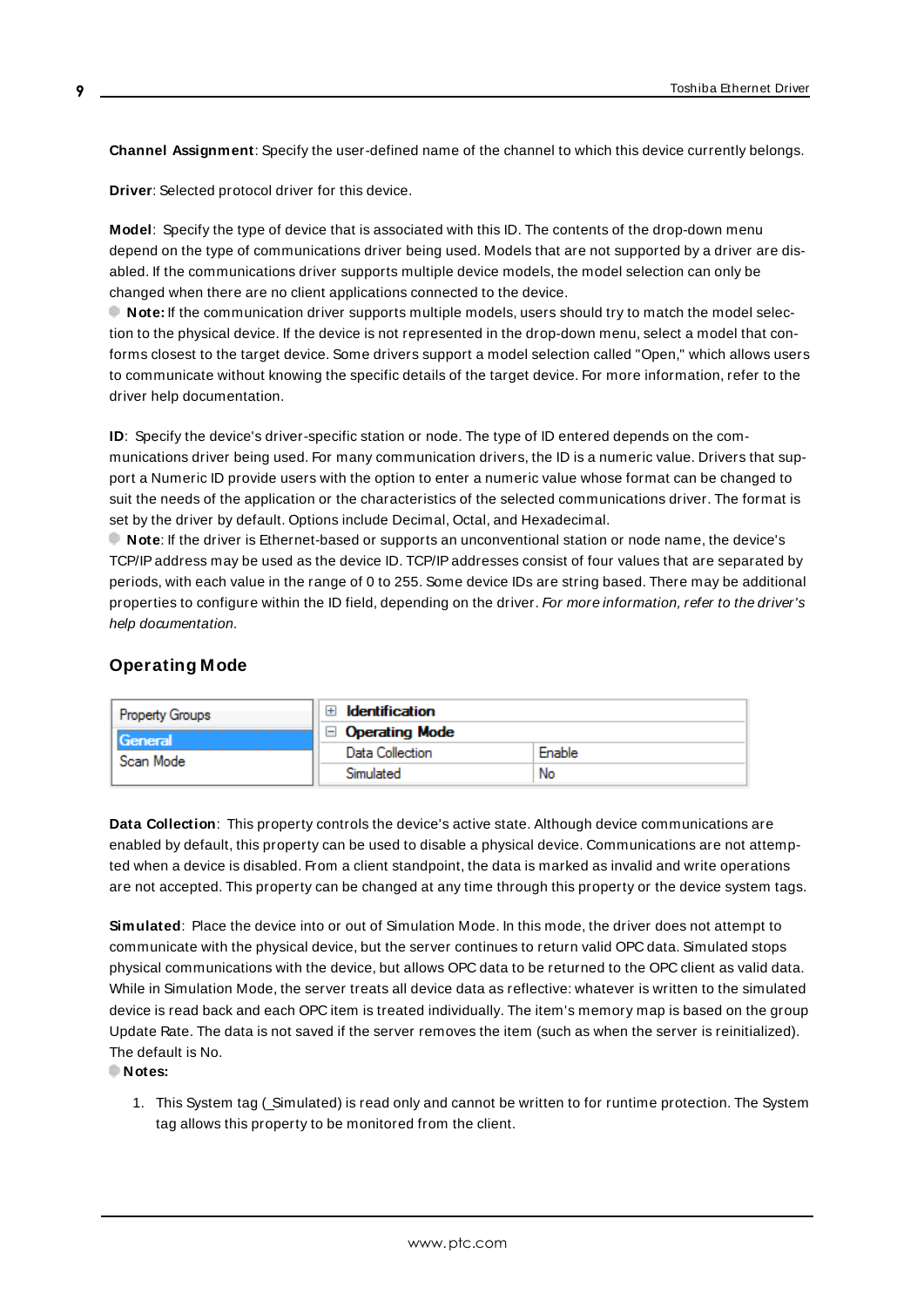**Channel Assignment**: Specify the user-defined name of the channel to which this device currently belongs.

**Driver**: Selected protocol driver for this device.

**Model**: Specify the type of device that is associated with this ID. The contents of the drop-down menu depend on the type of communications driver being used. Models that are not supported by a driver are disabled. If the communications driver supports multiple device models, the model selection can only be changed when there are no client applications connected to the device.

**Note:** If the communication driver supports multiple models, users should try to match the model selection to the physical device. If the device is not represented in the drop-down menu, select a model that conforms closest to the target device. Some drivers support a model selection called "Open," which allows users to communicate without knowing the specific details of the target device. For more information, refer to the driver help documentation.

**ID**: Specify the device's driver-specific station or node. The type of ID entered depends on the communications driver being used. For many communication drivers, the ID is a numeric value. Drivers that support a Numeric ID provide users with the option to enter a numeric value whose format can be changed to suit the needs of the application or the characteristics of the selected communications driver. The format is set by the driver by default. Options include Decimal, Octal, and Hexadecimal.

**Note**: If the driver is Ethernet-based or supports an unconventional station or node name, the device's TCP/IP address may be used as the device ID. TCP/IP addresses consist of four values that are separated by periods, with each value in the range of 0 to 255. Some device IDs are string based. There may be additional properties to configure within the ID field, depending on the driver. *For more information, refer to the driver's help documentation.*

## Operating Mode

| Property Groups | | |
|---|---|---|
| General | ⊞ Identification | |
| Scan Mode | ⊟ Operating Mode | |
| | Data Collection | Enable |
| | Simulated | No |

**Data Collection**: This property controls the device's active state. Although device communications are enabled by default, this property can be used to disable a physical device. Communications are not attempted when a device is disabled. From a client standpoint, the data is marked as invalid and write operations are not accepted. This property can be changed at any time through this property or the device system tags.

**Simulated**: Place the device into or out of Simulation Mode. In this mode, the driver does not attempt to communicate with the physical device, but the server continues to return valid OPC data. Simulated stops physical communications with the device, but allows OPC data to be returned to the OPC client as valid data. While in Simulation Mode, the server treats all device data as reflective: whatever is written to the simulated device is read back and each OPC item is treated individually. The item's memory map is based on the group Update Rate. The data is not saved if the server removes the item (such as when the server is reinitialized). The default is No.

**Notes:**

1. This System tag (_Simulated) is read only and cannot be written to for runtime protection. The System tag allows this property to be monitored from the client.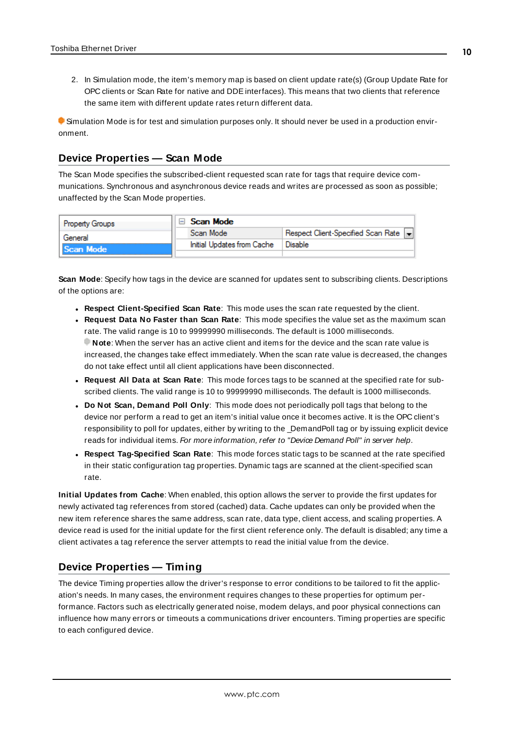2. In Simulation mode, the item's memory map is based on client update rate(s) (Group Update Rate for OPC clients or Scan Rate for native and DDE interfaces). This means that two clients that reference the same item with different update rates return different data.

Simulation Mode is for test and simulation purposes only. It should never be used in a production environment.

## Device Properties — Scan Mode

The Scan Mode specifies the subscribed-client requested scan rate for tags that require device communications. Synchronous and asynchronous device reads and writes are processed as soon as possible; unaffected by the Scan Mode properties.

| Property Groups | Scan Mode | |
|---|---|---|
| General | Scan Mode | Respect Client-Specified Scan Rate |
| Scan Mode | Initial Updates from Cache | Disable |

**Scan Mode**: Specify how tags in the device are scanned for updates sent to subscribing clients. Descriptions of the options are:

- **Respect Client-Specified Scan Rate**: This mode uses the scan rate requested by the client.
- **Request Data No Faster than Scan Rate**: This mode specifies the value set as the maximum scan rate. The valid range is 10 to 99999990 milliseconds. The default is 1000 milliseconds.
  **Note**: When the server has an active client and items for the device and the scan rate value is increased, the changes take effect immediately. When the scan rate value is decreased, the changes do not take effect until all client applications have been disconnected.
- **Request All Data at Scan Rate**: This mode forces tags to be scanned at the specified rate for subscribed clients. The valid range is 10 to 99999990 milliseconds. The default is 1000 milliseconds.
- **Do Not Scan, Demand Poll Only**: This mode does not periodically poll tags that belong to the device nor perform a read to get an item's initial value once it becomes active. It is the OPC client's responsibility to poll for updates, either by writing to the _DemandPoll tag or by issuing explicit device reads for individual items. *For more information, refer to "Device Demand Poll" in server help*.
- **Respect Tag-Specified Scan Rate**: This mode forces static tags to be scanned at the rate specified in their static configuration tag properties. Dynamic tags are scanned at the client-specified scan rate.

**Initial Updates from Cache**: When enabled, this option allows the server to provide the first updates for newly activated tag references from stored (cached) data. Cache updates can only be provided when the new item reference shares the same address, scan rate, data type, client access, and scaling properties. A device read is used for the initial update for the first client reference only. The default is disabled; any time a client activates a tag reference the server attempts to read the initial value from the device.

## Device Properties — Timing

The device Timing properties allow the driver's response to error conditions to be tailored to fit the application's needs. In many cases, the environment requires changes to these properties for optimum performance. Factors such as electrically generated noise, modem delays, and poor physical connections can influence how many errors or timeouts a communications driver encounters. Timing properties are specific to each configured device.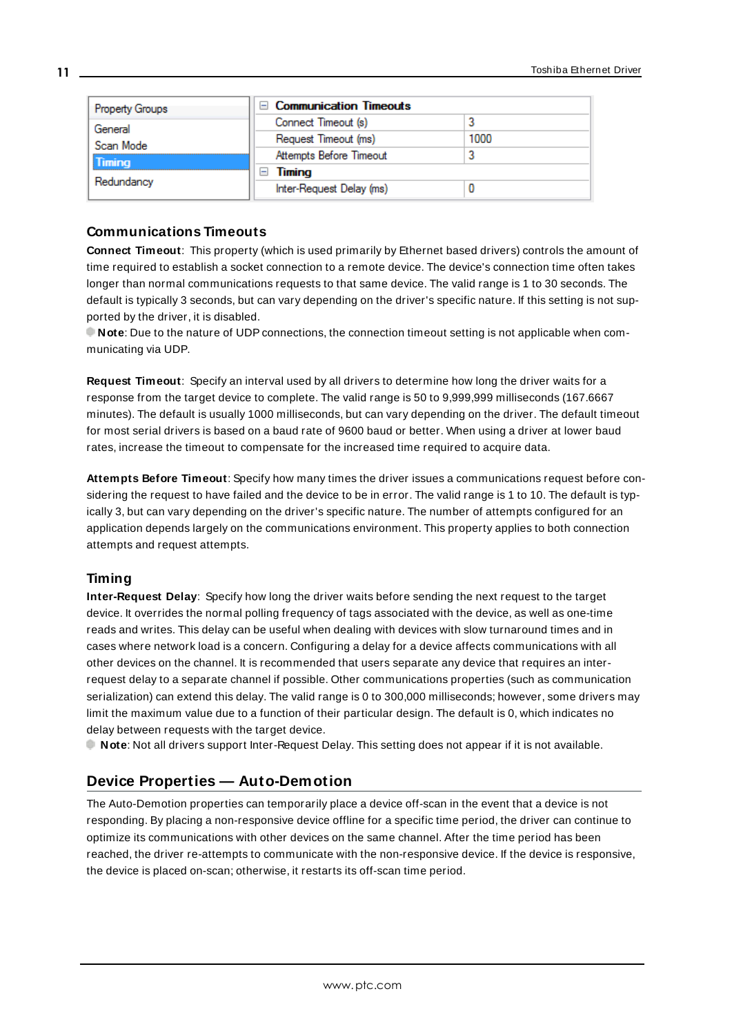| Property Groups | Communication Timeouts | |
|---|---|---|
| General | Connect Timeout (s) | 3 |
| Scan Mode | Request Timeout (ms) | 1000 |
| Timing | Attempts Before Timeout | 3 |
| Redundancy | Timing | |
| | Inter-Request Delay (ms) | 0 |

### Communications Timeouts

**Connect Timeout**: This property (which is used primarily by Ethernet based drivers) controls the amount of time required to establish a socket connection to a remote device. The device's connection time often takes longer than normal communications requests to that same device. The valid range is 1 to 30 seconds. The default is typically 3 seconds, but can vary depending on the driver's specific nature. If this setting is not supported by the driver, it is disabled.

**Note**: Due to the nature of UDP connections, the connection timeout setting is not applicable when communicating via UDP.

**Request Timeout**: Specify an interval used by all drivers to determine how long the driver waits for a response from the target device to complete. The valid range is 50 to 9,999,999 milliseconds (167.6667 minutes). The default is usually 1000 milliseconds, but can vary depending on the driver. The default timeout for most serial drivers is based on a baud rate of 9600 baud or better. When using a driver at lower baud rates, increase the timeout to compensate for the increased time required to acquire data.

**Attempts Before Timeout**: Specify how many times the driver issues a communications request before considering the request to have failed and the device to be in error. The valid range is 1 to 10. The default is typically 3, but can vary depending on the driver's specific nature. The number of attempts configured for an application depends largely on the communications environment. This property applies to both connection attempts and request attempts.

### Timing

**Inter-Request Delay**: Specify how long the driver waits before sending the next request to the target device. It overrides the normal polling frequency of tags associated with the device, as well as one-time reads and writes. This delay can be useful when dealing with devices with slow turnaround times and in cases where network load is a concern. Configuring a delay for a device affects communications with all other devices on the channel. It is recommended that users separate any device that requires an inter-request delay to a separate channel if possible. Other communications properties (such as communication serialization) can extend this delay. The valid range is 0 to 300,000 milliseconds; however, some drivers may limit the maximum value due to a function of their particular design. The default is 0, which indicates no delay between requests with the target device.

**Note**: Not all drivers support Inter-Request Delay. This setting does not appear if it is not available.

## Device Properties — Auto-Demotion

The Auto-Demotion properties can temporarily place a device off-scan in the event that a device is not responding. By placing a non-responsive device offline for a specific time period, the driver can continue to optimize its communications with other devices on the same channel. After the time period has been reached, the driver re-attempts to communicate with the non-responsive device. If the device is responsive, the device is placed on-scan; otherwise, it restarts its off-scan time period.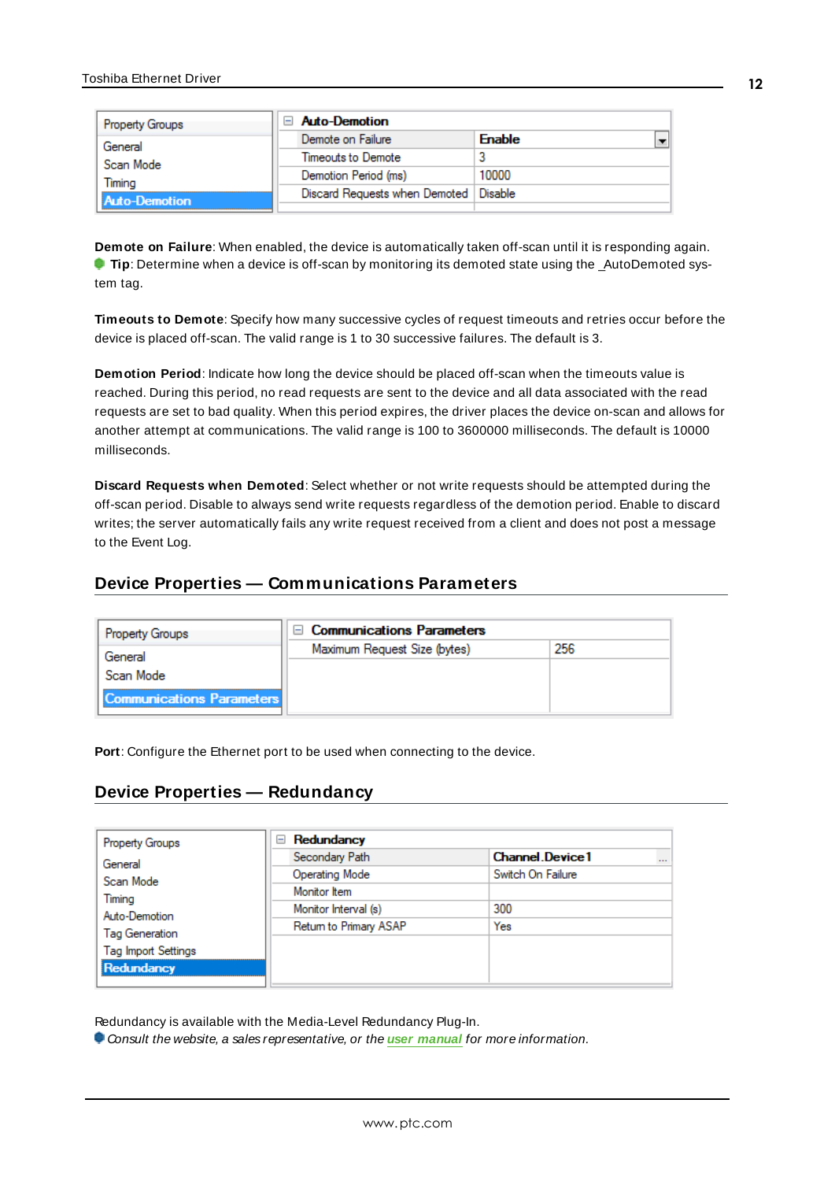| Property Groups | Auto-Demotion | |
|---|---|---|
| General | Demote on Failure | Enable |
| Scan Mode | Timeouts to Demote | 3 |
| Timing | Demotion Period (ms) | 10000 |
| Auto-Demotion | Discard Requests when Demoted | Disable |

**Demote on Failure**: When enabled, the device is automatically taken off-scan until it is responding again.
**Tip**: Determine when a device is off-scan by monitoring its demoted state using the _AutoDemoted system tag.

**Timeouts to Demote**: Specify how many successive cycles of request timeouts and retries occur before the device is placed off-scan. The valid range is 1 to 30 successive failures. The default is 3.

**Demotion Period**: Indicate how long the device should be placed off-scan when the timeouts value is reached. During this period, no read requests are sent to the device and all data associated with the read requests are set to bad quality. When this period expires, the driver places the device on-scan and allows for another attempt at communications. The valid range is 100 to 3600000 milliseconds. The default is 10000 milliseconds.

**Discard Requests when Demoted**: Select whether or not write requests should be attempted during the off-scan period. Disable to always send write requests regardless of the demotion period. Enable to discard writes; the server automatically fails any write request received from a client and does not post a message to the Event Log.

## Device Properties — Communications Parameters

| Property Groups | Communications Parameters | |
|---|---|---|
| General | Maximum Request Size (bytes) | 256 |
| Scan Mode | | |
| Communications Parameters | | |

**Port**: Configure the Ethernet port to be used when connecting to the device.

## Device Properties — Redundancy

| Property Groups | Redundancy | |
|---|---|---|
| General | Secondary Path | Channel.Device1 |
| Scan Mode | Operating Mode | Switch On Failure |
| Timing | Monitor Item | |
| Auto-Demotion | Monitor Interval (s) | 300 |
| Tag Generation | Return to Primary ASAP | Yes |
| Tag Import Settings | | |
| Redundancy | | |

Redundancy is available with the Media-Level Redundancy Plug-In.
*Consult the website, a sales representative, or the* ***user manual*** *for more information.*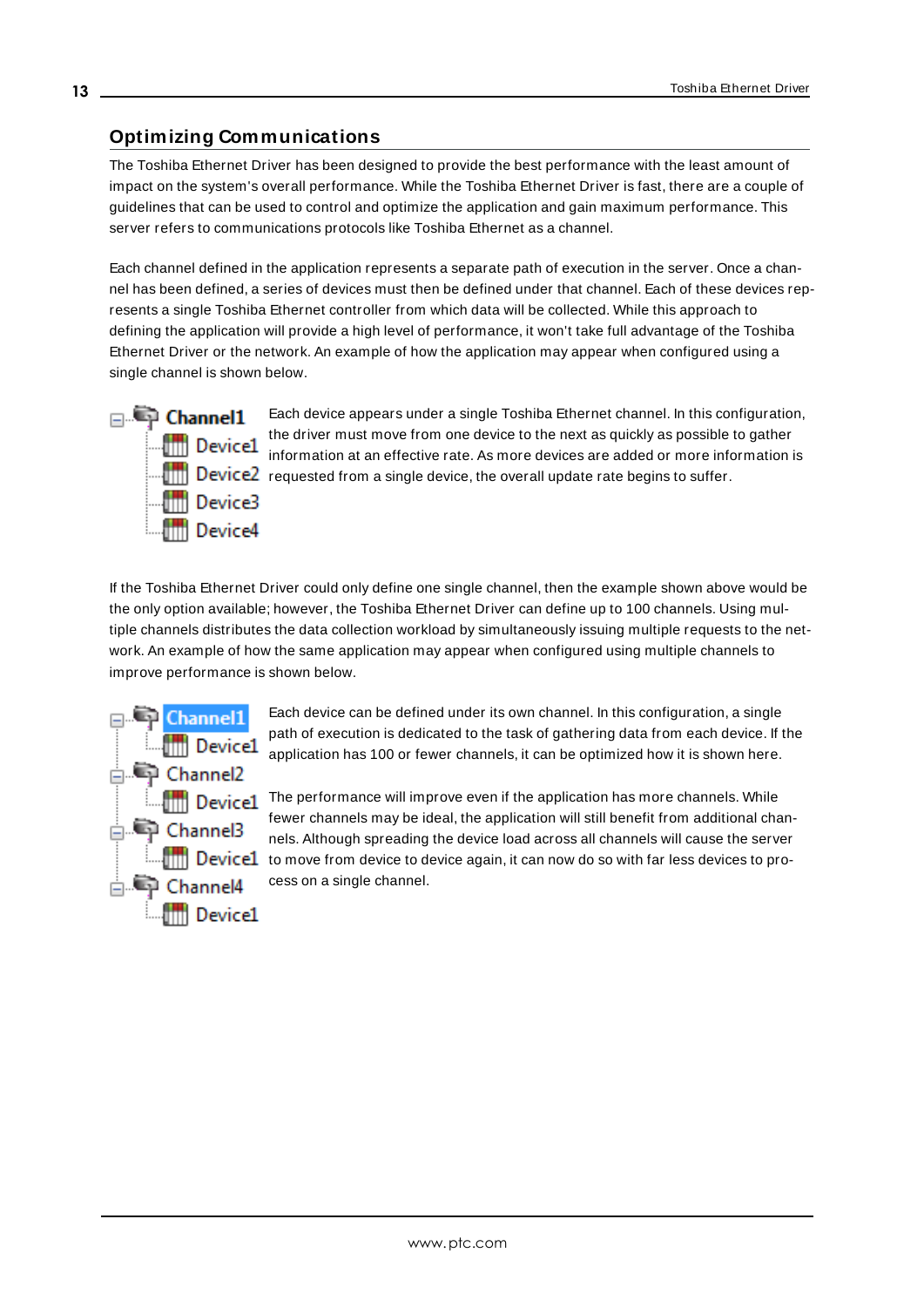## Optimizing Communications

The Toshiba Ethernet Driver has been designed to provide the best performance with the least amount of impact on the system's overall performance. While the Toshiba Ethernet Driver is fast, there are a couple of guidelines that can be used to control and optimize the application and gain maximum performance. This server refers to communications protocols like Toshiba Ethernet as a channel.

Each channel defined in the application represents a separate path of execution in the server. Once a channel has been defined, a series of devices must then be defined under that channel. Each of these devices represents a single Toshiba Ethernet controller from which data will be collected. While this approach to defining the application will provide a high level of performance, it won't take full advantage of the Toshiba Ethernet Driver or the network. An example of how the application may appear when configured using a single channel is shown below.

Each device appears under a single Toshiba Ethernet channel. In this configuration, the driver must move from one device to the next as quickly as possible to gather information at an effective rate. As more devices are added or more information is requested from a single device, the overall update rate begins to suffer.

If the Toshiba Ethernet Driver could only define one single channel, then the example shown above would be the only option available; however, the Toshiba Ethernet Driver can define up to 100 channels. Using multiple channels distributes the data collection workload by simultaneously issuing multiple requests to the network. An example of how the same application may appear when configured using multiple channels to improve performance is shown below.

Each device can be defined under its own channel. In this configuration, a single path of execution is dedicated to the task of gathering data from each device. If the application has 100 or fewer channels, it can be optimized how it is shown here.

The performance will improve even if the application has more channels. While fewer channels may be ideal, the application will still benefit from additional channels. Although spreading the device load across all channels will cause the server to move from device to device again, it can now do so with far less devices to process on a single channel.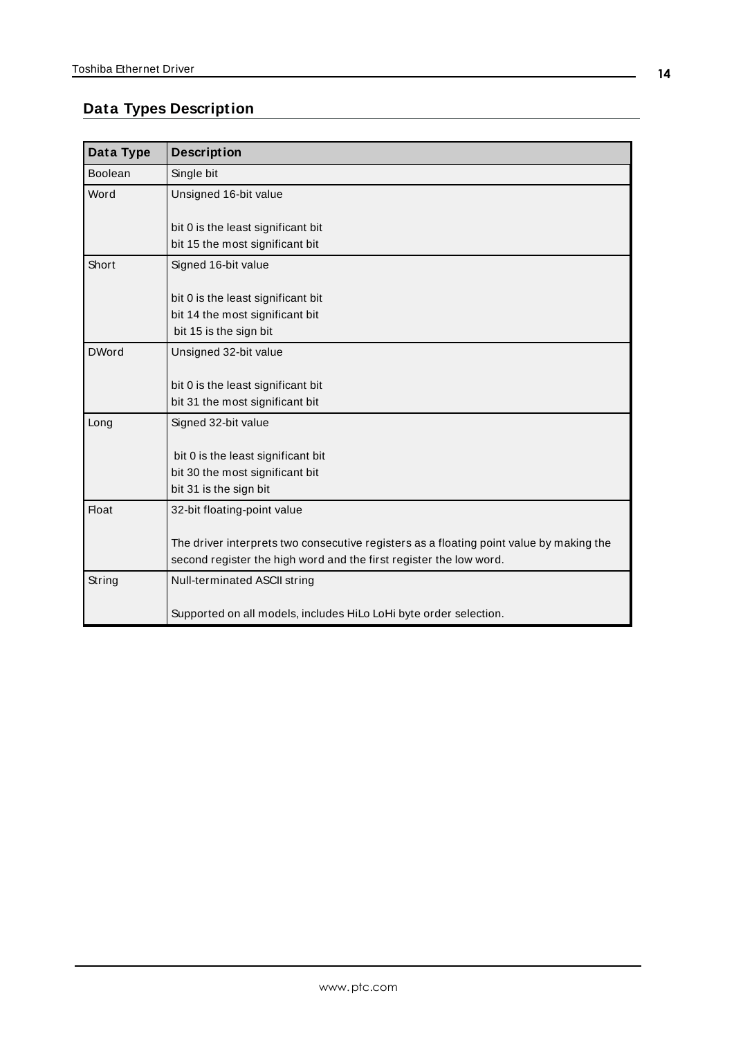## Data Types Description

| Data Type | Description |
|---|---|
| Boolean | Single bit |
| Word | Unsigned 16-bit value<br><br>bit 0 is the least significant bit<br>bit 15 the most significant bit |
| Short | Signed 16-bit value<br><br>bit 0 is the least significant bit<br>bit 14 the most significant bit<br>bit 15 is the sign bit |
| DWord | Unsigned 32-bit value<br><br>bit 0 is the least significant bit<br>bit 31 the most significant bit |
| Long | Signed 32-bit value<br><br>bit 0 is the least significant bit<br>bit 30 the most significant bit<br>bit 31 is the sign bit |
| Float | 32-bit floating-point value<br><br>The driver interprets two consecutive registers as a floating point value by making the second register the high word and the first register the low word. |
| String | Null-terminated ASCII string<br><br>Supported on all models, includes HiLo LoHi byte order selection. |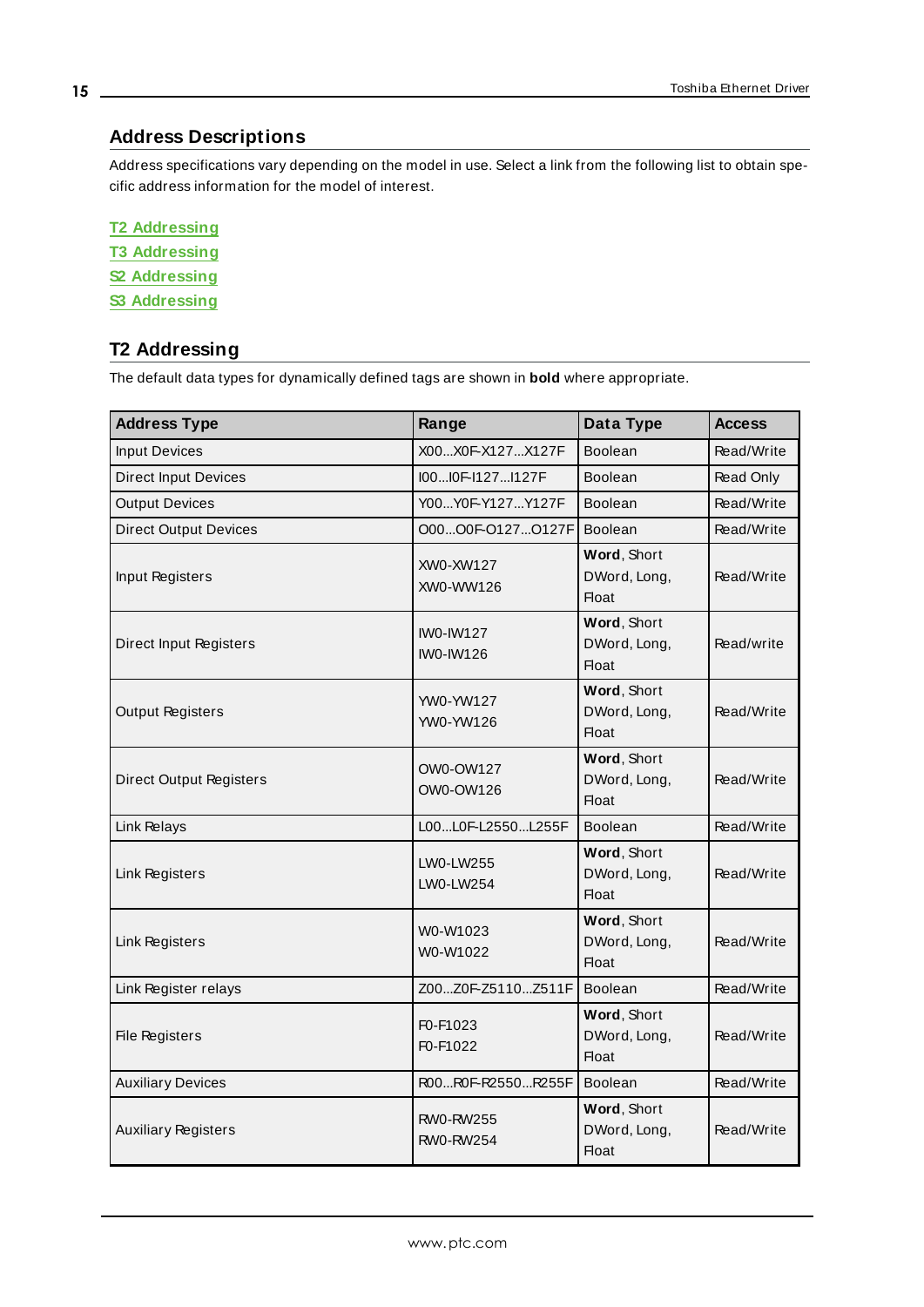## Address Descriptions

Address specifications vary depending on the model in use. Select a link from the following list to obtain specific address information for the model of interest.

**T2 Addressing**
**T3 Addressing**
**S2 Addressing**
**S3 Addressing**

## T2 Addressing

The default data types for dynamically defined tags are shown in **bold** where appropriate.

| Address Type | Range | Data Type | Access |
|---|---|---|---|
| Input Devices | X00...X0F-X127...X127F | Boolean | Read/Write |
| Direct Input Devices | I00...I0F-I127...I127F | Boolean | Read Only |
| Output Devices | Y00...Y0F-Y127...Y127F | Boolean | Read/Write |
| Direct Output Devices | O00...O0F-O127...O127F | Boolean | Read/Write |
| Input Registers | XW0-XW127<br>XW0-WW126 | **Word**, Short<br>DWord, Long,<br>Float | Read/Write |
| Direct Input Registers | IW0-IW127<br>IW0-IW126 | **Word**, Short<br>DWord, Long,<br>Float | Read/write |
| Output Registers | YW0-YW127<br>YW0-YW126 | **Word**, Short<br>DWord, Long,<br>Float | Read/Write |
| Direct Output Registers | OW0-OW127<br>OW0-OW126 | **Word**, Short<br>DWord, Long,<br>Float | Read/Write |
| Link Relays | L00...L0F-L2550...L255F | Boolean | Read/Write |
| Link Registers | LW0-LW255<br>LW0-LW254 | **Word**, Short<br>DWord, Long,<br>Float | Read/Write |
| Link Registers | W0-W1023<br>W0-W1022 | **Word**, Short<br>DWord, Long,<br>Float | Read/Write |
| Link Register relays | Z00...Z0F-Z5110...Z511F | Boolean | Read/Write |
| File Registers | F0-F1023<br>F0-F1022 | **Word**, Short<br>DWord, Long,<br>Float | Read/Write |
| Auxiliary Devices | R00...R0F-R2550...R255F | Boolean | Read/Write |
| Auxiliary Registers | RW0-RW255<br>RW0-RW254 | **Word**, Short<br>DWord, Long,<br>Float | Read/Write |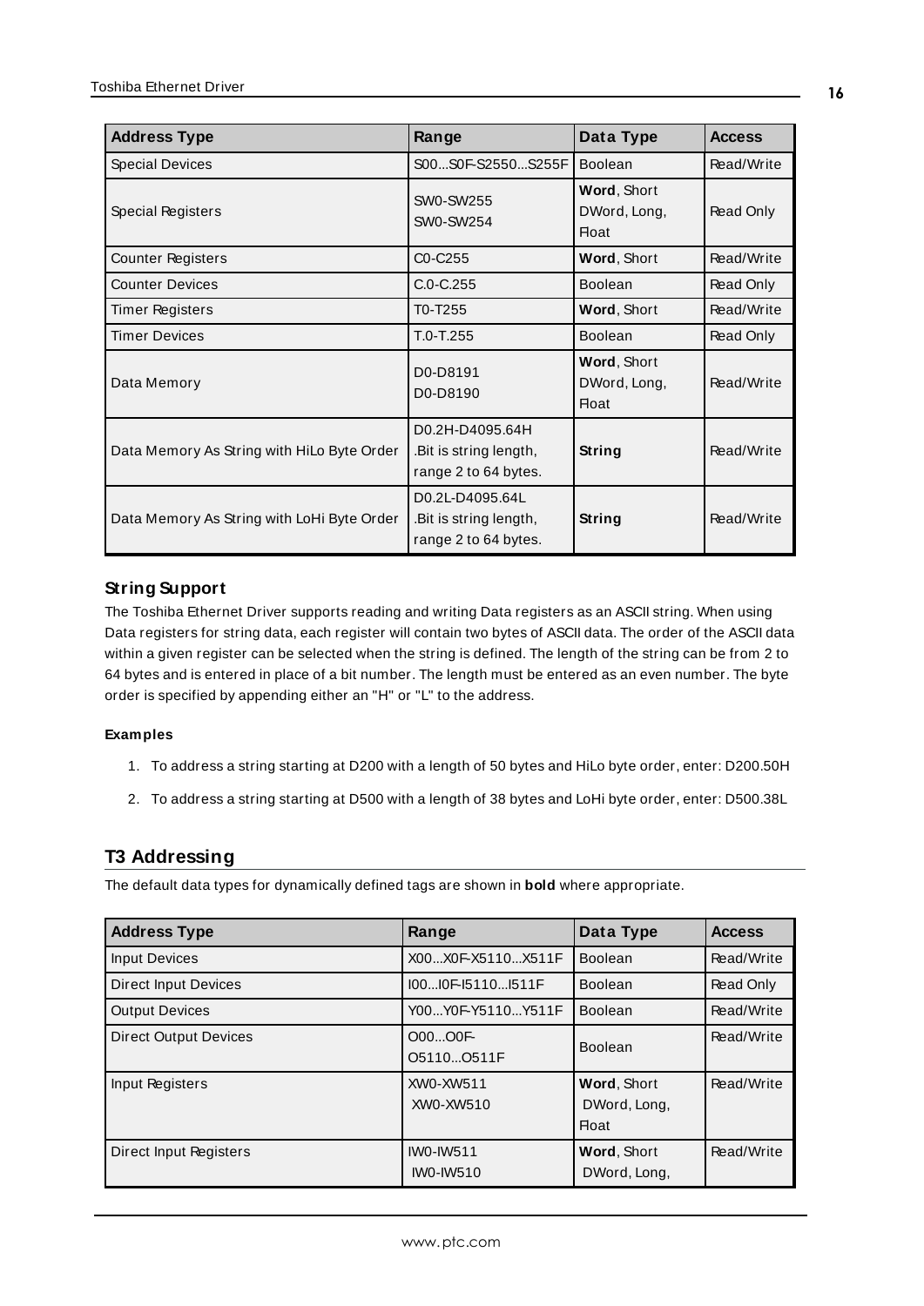| Address Type | Range | Data Type | Access |
|---|---|---|---|
| Special Devices | S00...S0F-S2550...S255F | Boolean | Read/Write |
| Special Registers | SW0-SW255<br>SW0-SW254 | **Word**, Short<br>DWord, Long, Float | Read Only |
| Counter Registers | C0-C255 | **Word**, Short | Read/Write |
| Counter Devices | C.0-C.255 | Boolean | Read Only |
| Timer Registers | T0-T255 | **Word**, Short | Read/Write |
| Timer Devices | T.0-T.255 | Boolean | Read Only |
| Data Memory | D0-D8191<br>D0-D8190 | **Word**, Short<br>DWord, Long, Float | Read/Write |
| Data Memory As String with HiLo Byte Order | D0.2H-D4095.64H<br>.Bit is string length, range 2 to 64 bytes. | **String** | Read/Write |
| Data Memory As String with LoHi Byte Order | D0.2L-D4095.64L<br>.Bit is string length, range 2 to 64 bytes. | **String** | Read/Write |

### String Support

The Toshiba Ethernet Driver supports reading and writing Data registers as an ASCII string. When using Data registers for string data, each register will contain two bytes of ASCII data. The order of the ASCII data within a given register can be selected when the string is defined. The length of the string can be from 2 to 64 bytes and is entered in place of a bit number. The length must be entered as an even number. The byte order is specified by appending either an "H" or "L" to the address.

#### Examples

1. To address a string starting at D200 with a length of 50 bytes and HiLo byte order, enter: D200.50H
2. To address a string starting at D500 with a length of 38 bytes and LoHi byte order, enter: D500.38L

## T3 Addressing

The default data types for dynamically defined tags are shown in **bold** where appropriate.

| Address Type | Range | Data Type | Access |
|---|---|---|---|
| Input Devices | X00...X0F-X5110...X511F | Boolean | Read/Write |
| Direct Input Devices | I00...I0F-I5110...I511F | Boolean | Read Only |
| Output Devices | Y00...Y0F-Y5110...Y511F | Boolean | Read/Write |
| Direct Output Devices | O00...O0F-O5110...O511F | Boolean | Read/Write |
| Input Registers | XW0-XW511<br>XW0-XW510 | **Word**, Short<br>DWord, Long, Float | Read/Write |
| Direct Input Registers | IW0-IW511<br>IW0-IW510 | **Word**, Short<br>DWord, Long, | Read/Write |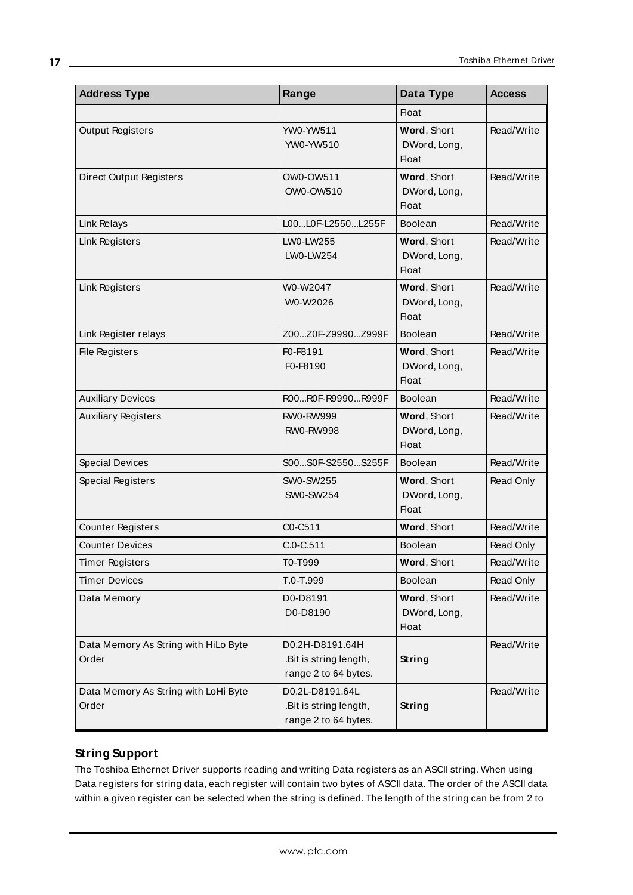| Address Type | Range | Data Type | Access |
|---|---|---|---|
| | | Float | |
| Output Registers | YW0-YW511<br>YW0-YW510 | **Word**, Short<br>DWord, Long, Float | Read/Write |
| Direct Output Registers | OW0-OW511<br>OW0-OW510 | **Word**, Short<br>DWord, Long, Float | Read/Write |
| Link Relays | L00...L0F-L2550...L255F | Boolean | Read/Write |
| Link Registers | LW0-LW255<br>LW0-LW254 | **Word**, Short<br>DWord, Long, Float | Read/Write |
| Link Registers | W0-W2047<br>W0-W2026 | **Word**, Short<br>DWord, Long, Float | Read/Write |
| Link Register relays | Z00...Z0F-Z9990...Z999F | Boolean | Read/Write |
| File Registers | F0-F8191<br>F0-F8190 | **Word**, Short<br>DWord, Long, Float | Read/Write |
| Auxiliary Devices | R00...R0F-R9990...R999F | Boolean | Read/Write |
| Auxiliary Registers | RW0-RW999<br>RW0-RW998 | **Word**, Short<br>DWord, Long, Float | Read/Write |
| Special Devices | S00...S0F-S2550...S255F | Boolean | Read/Write |
| Special Registers | SW0-SW255<br>SW0-SW254 | **Word**, Short<br>DWord, Long, Float | Read Only |
| Counter Registers | C0-C511 | **Word**, Short | Read/Write |
| Counter Devices | C.0-C.511 | Boolean | Read Only |
| Timer Registers | T0-T999 | **Word**, Short | Read/Write |
| Timer Devices | T.0-T.999 | Boolean | Read Only |
| Data Memory | D0-D8191<br>D0-D8190 | **Word**, Short<br>DWord, Long, Float | Read/Write |
| Data Memory As String with HiLo Byte Order | D0.2H-D8191.64H<br>.Bit is string length, range 2 to 64 bytes. | **String** | Read/Write |
| Data Memory As String with LoHi Byte Order | D0.2L-D8191.64L<br>.Bit is string length, range 2 to 64 bytes. | **String** | Read/Write |

## String Support

The Toshiba Ethernet Driver supports reading and writing Data registers as an ASCII string. When using Data registers for string data, each register will contain two bytes of ASCII data. The order of the ASCII data within a given register can be selected when the string is defined. The length of the string can be from 2 to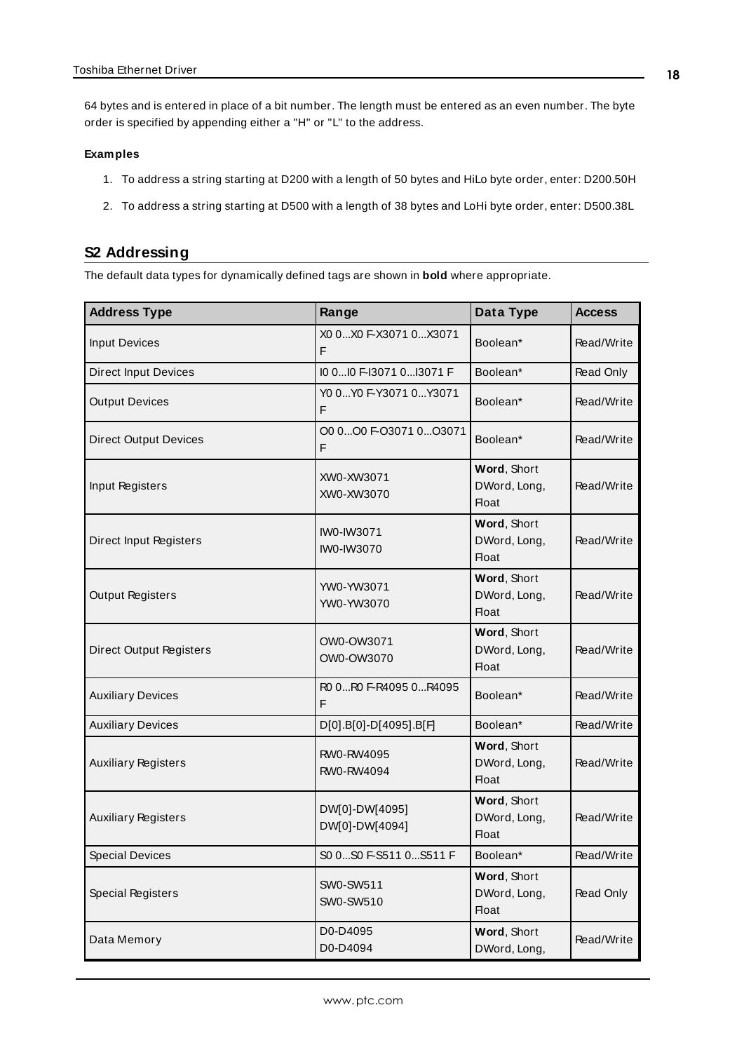64 bytes and is entered in place of a bit number. The length must be entered as an even number. The byte order is specified by appending either a "H" or "L" to the address.

**Examples**

1. To address a string starting at D200 with a length of 50 bytes and HiLo byte order, enter: D200.50H
2. To address a string starting at D500 with a length of 38 bytes and LoHi byte order, enter: D500.38L

## S2 Addressing

The default data types for dynamically defined tags are shown in **bold** where appropriate.

| Address Type | Range | Data Type | Access |
|---|---|---|---|
| Input Devices | X0 0...X0 F-X3071 0...X3071 F | Boolean* | Read/Write |
| Direct Input Devices | I0 0...I0 F-I3071 0...I3071 F | Boolean* | Read Only |
| Output Devices | Y0 0...Y0 F-Y3071 0...Y3071 F | Boolean* | Read/Write |
| Direct Output Devices | O0 0...O0 F-O3071 0...O3071 F | Boolean* | Read/Write |
| Input Registers | XW0-XW3071<br>XW0-XW3070 | **Word**, Short<br>DWord, Long, Float | Read/Write |
| Direct Input Registers | IW0-IW3071<br>IW0-IW3070 | **Word**, Short<br>DWord, Long, Float | Read/Write |
| Output Registers | YW0-YW3071<br>YW0-YW3070 | **Word**, Short<br>DWord, Long, Float | Read/Write |
| Direct Output Registers | OW0-OW3071<br>OW0-OW3070 | **Word**, Short<br>DWord, Long, Float | Read/Write |
| Auxiliary Devices | R0 0...R0 F-R4095 0...R4095 F | Boolean* | Read/Write |
| Auxiliary Devices | D[0].B[0]-D[4095].B[F] | Boolean* | Read/Write |
| Auxiliary Registers | RW0-RW4095<br>RW0-RW4094 | **Word**, Short<br>DWord, Long, Float | Read/Write |
| Auxiliary Registers | DW[0]-DW[4095]<br>DW[0]-DW[4094] | **Word**, Short<br>DWord, Long, Float | Read/Write |
| Special Devices | S0 0...S0 F-S511 0...S511 F | Boolean* | Read/Write |
| Special Registers | SW0-SW511<br>SW0-SW510 | **Word**, Short<br>DWord, Long, Float | Read Only |
| Data Memory | D0-D4095<br>D0-D4094 | **Word**, Short<br>DWord, Long, | Read/Write |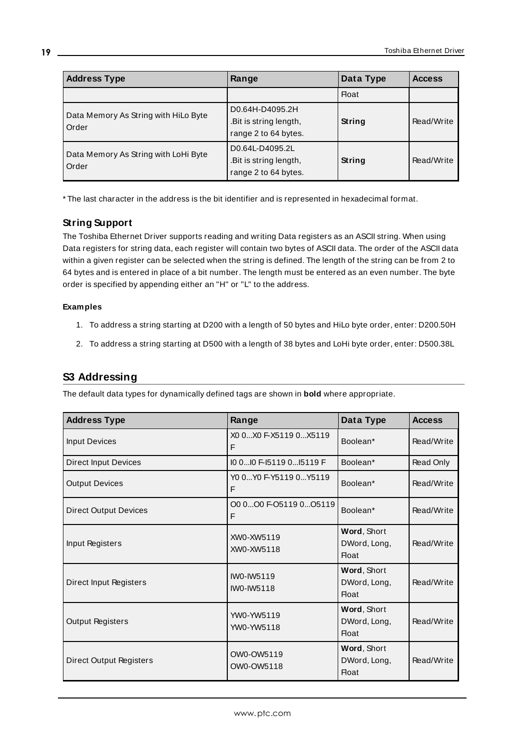| Address Type | Range | Data Type | Access |
|---|---|---|---|
| | | Float | |
| Data Memory As String with HiLo Byte Order | D0.64H-D4095.2H .Bit is string length, range 2 to 64 bytes. | **String** | Read/Write |
| Data Memory As String with LoHi Byte Order | D0.64L-D4095.2L .Bit is string length, range 2 to 64 bytes. | **String** | Read/Write |

* The last character in the address is the bit identifier and is represented in hexadecimal format.

### String Support

The Toshiba Ethernet Driver supports reading and writing Data registers as an ASCII string. When using Data registers for string data, each register will contain two bytes of ASCII data. The order of the ASCII data within a given register can be selected when the string is defined. The length of the string can be from 2 to 64 bytes and is entered in place of a bit number. The length must be entered as an even number. The byte order is specified by appending either an "H" or "L" to the address.

#### Examples

1. To address a string starting at D200 with a length of 50 bytes and HiLo byte order, enter: D200.50H
2. To address a string starting at D500 with a length of 38 bytes and LoHi byte order, enter: D500.38L

## S3 Addressing

The default data types for dynamically defined tags are shown in **bold** where appropriate.

| Address Type | Range | Data Type | Access |
|---|---|---|---|
| Input Devices | X0 0...X0 F-X5119 0...X5119 F | Boolean* | Read/Write |
| Direct Input Devices | I0 0...I0 F-I5119 0...I5119 F | Boolean* | Read Only |
| Output Devices | Y0 0...Y0 F-Y5119 0...Y5119 F | Boolean* | Read/Write |
| Direct Output Devices | O0 0...O0 F-O5119 0...O5119 F | Boolean* | Read/Write |
| Input Registers | XW0-XW5119<br>XW0-XW5118 | **Word**, Short<br>DWord, Long, Float | Read/Write |
| Direct Input Registers | IW0-IW5119<br>IW0-IW5118 | **Word**, Short<br>DWord, Long, Float | Read/Write |
| Output Registers | YW0-YW5119<br>YW0-YW5118 | **Word**, Short<br>DWord, Long, Float | Read/Write |
| Direct Output Registers | OW0-OW5119<br>OW0-OW5118 | **Word**, Short<br>DWord, Long, Float | Read/Write |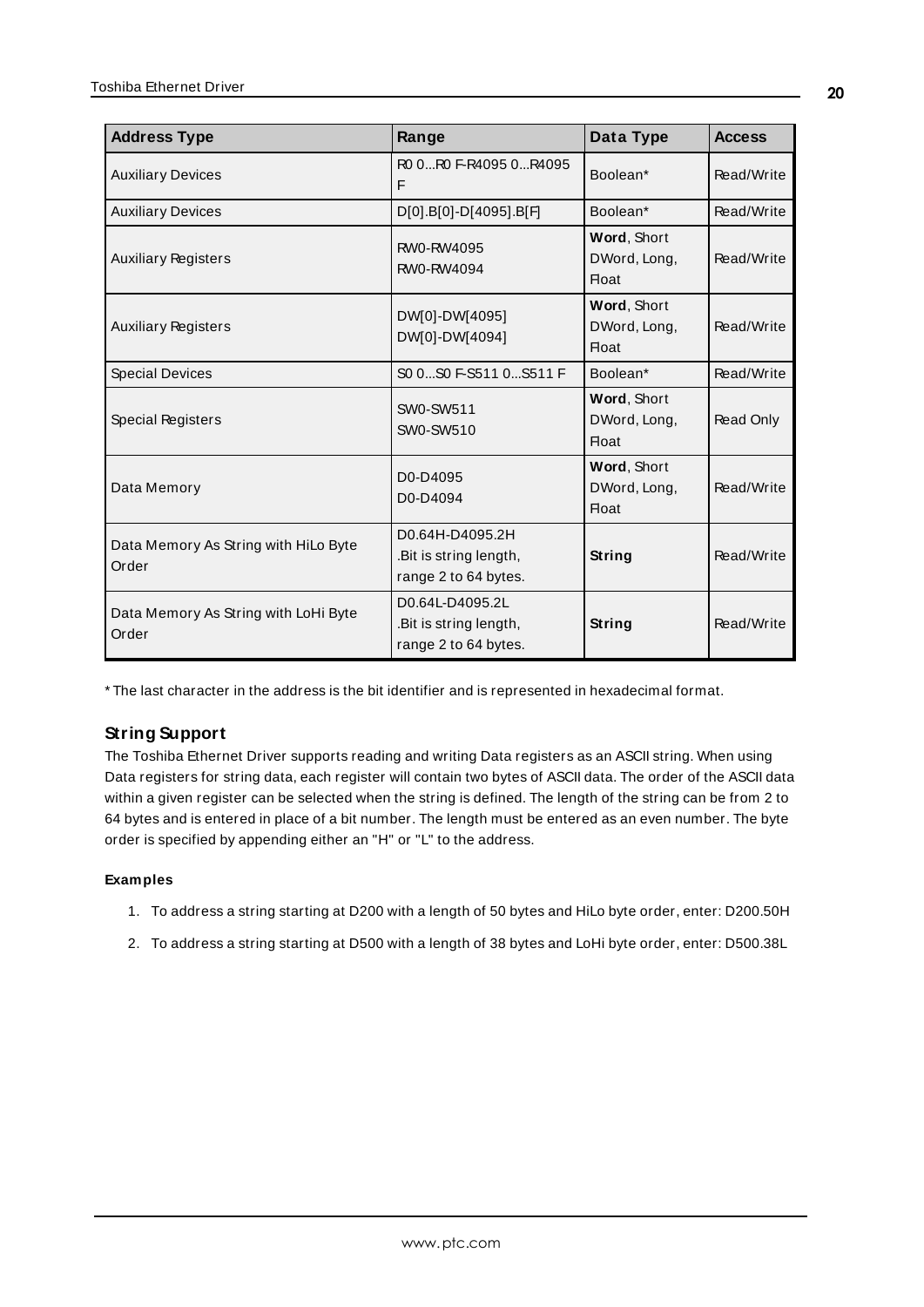| Address Type | Range | Data Type | Access |
|---|---|---|---|
| Auxiliary Devices | R0 0...R0 F-R4095 0...R4095 F | Boolean* | Read/Write |
| Auxiliary Devices | D[0].B[0]-D[4095].B[F] | Boolean* | Read/Write |
| Auxiliary Registers | RW0-RW4095<br>RW0-RW4094 | **Word**, Short<br>DWord, Long, Float | Read/Write |
| Auxiliary Registers | DW[0]-DW[4095]<br>DW[0]-DW[4094] | **Word**, Short<br>DWord, Long, Float | Read/Write |
| Special Devices | S0 0...S0 F-S511 0...S511 F | Boolean* | Read/Write |
| Special Registers | SW0-SW511<br>SW0-SW510 | **Word**, Short<br>DWord, Long, Float | Read Only |
| Data Memory | D0-D4095<br>D0-D4094 | **Word**, Short<br>DWord, Long, Float | Read/Write |
| Data Memory As String with HiLo Byte Order | D0.64H-D4095.2H<br>.Bit is string length, range 2 to 64 bytes. | **String** | Read/Write |
| Data Memory As String with LoHi Byte Order | D0.64L-D4095.2L<br>.Bit is string length, range 2 to 64 bytes. | **String** | Read/Write |

* The last character in the address is the bit identifier and is represented in hexadecimal format.

### String Support

The Toshiba Ethernet Driver supports reading and writing Data registers as an ASCII string. When using Data registers for string data, each register will contain two bytes of ASCII data. The order of the ASCII data within a given register can be selected when the string is defined. The length of the string can be from 2 to 64 bytes and is entered in place of a bit number. The length must be entered as an even number. The byte order is specified by appending either an "H" or "L" to the address.

**Examples**

1. To address a string starting at D200 with a length of 50 bytes and HiLo byte order, enter: D200.50H
2. To address a string starting at D500 with a length of 38 bytes and LoHi byte order, enter: D500.38L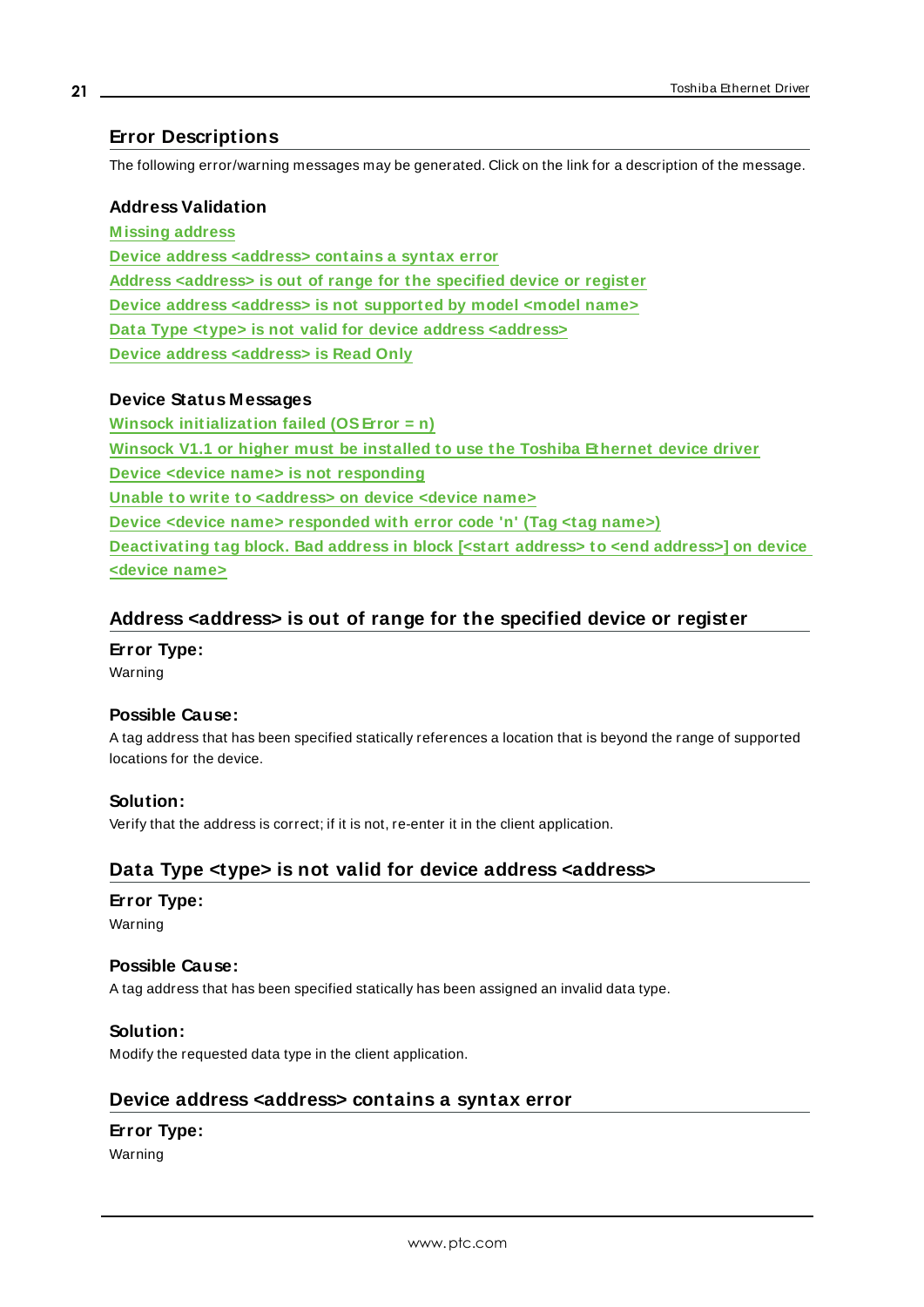# Error Descriptions

The following error/warning messages may be generated. Click on the link for a description of the message.

### Address Validation

Missing address
Device address <address> contains a syntax error
Address <address> is out of range for the specified device or register
Device address <address> is not supported by model <model name>
Data Type <type> is not valid for device address <address>
Device address <address> is Read Only

### Device Status Messages

Winsock initialization failed (OS Error = n)
Winsock V1.1 or higher must be installed to use the Toshiba Ethernet device driver
Device <device name> is not responding
Unable to write to <address> on device <device name>
Device <device name> responded with error code 'n' (Tag <tag name>)
Deactivating tag block. Bad address in block [<start address> to <end address>] on device <device name>

## Address <address> is out of range for the specified device or register

### Error Type:

Warning

### Possible Cause:

A tag address that has been specified statically references a location that is beyond the range of supported locations for the device.

### Solution:

Verify that the address is correct; if it is not, re-enter it in the client application.

## Data Type <type> is not valid for device address <address>

### Error Type:

Warning

### Possible Cause:

A tag address that has been specified statically has been assigned an invalid data type.

### Solution:

Modify the requested data type in the client application.

## Device address <address> contains a syntax error

### Error Type:

Warning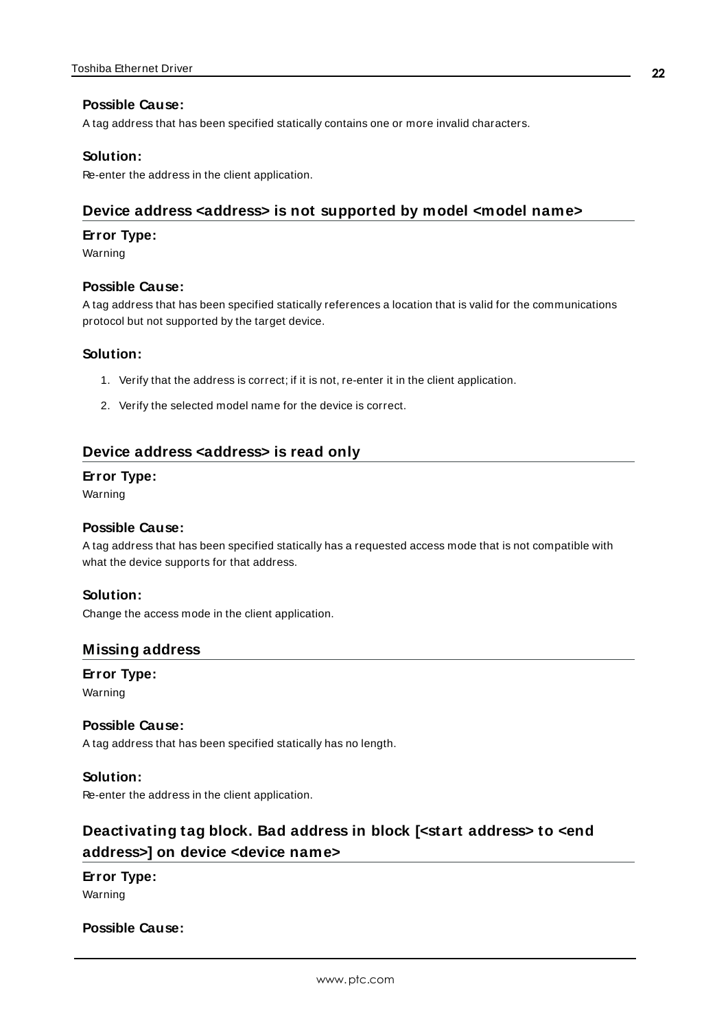#### Possible Cause:

A tag address that has been specified statically contains one or more invalid characters.

#### Solution:

Re-enter the address in the client application.

### Device address <address> is not supported by model <model name>

#### Error Type:

Warning

#### Possible Cause:

A tag address that has been specified statically references a location that is valid for the communications protocol but not supported by the target device.

#### Solution:

1. Verify that the address is correct; if it is not, re-enter it in the client application.
2. Verify the selected model name for the device is correct.

### Device address <address> is read only

#### Error Type:

Warning

#### Possible Cause:

A tag address that has been specified statically has a requested access mode that is not compatible with what the device supports for that address.

#### Solution:

Change the access mode in the client application.

### Missing address

#### Error Type:

Warning

#### Possible Cause:

A tag address that has been specified statically has no length.

#### Solution:

Re-enter the address in the client application.

### Deactivating tag block. Bad address in block [<start address> to <end address>] on device <device name>

#### Error Type:

Warning

#### Possible Cause: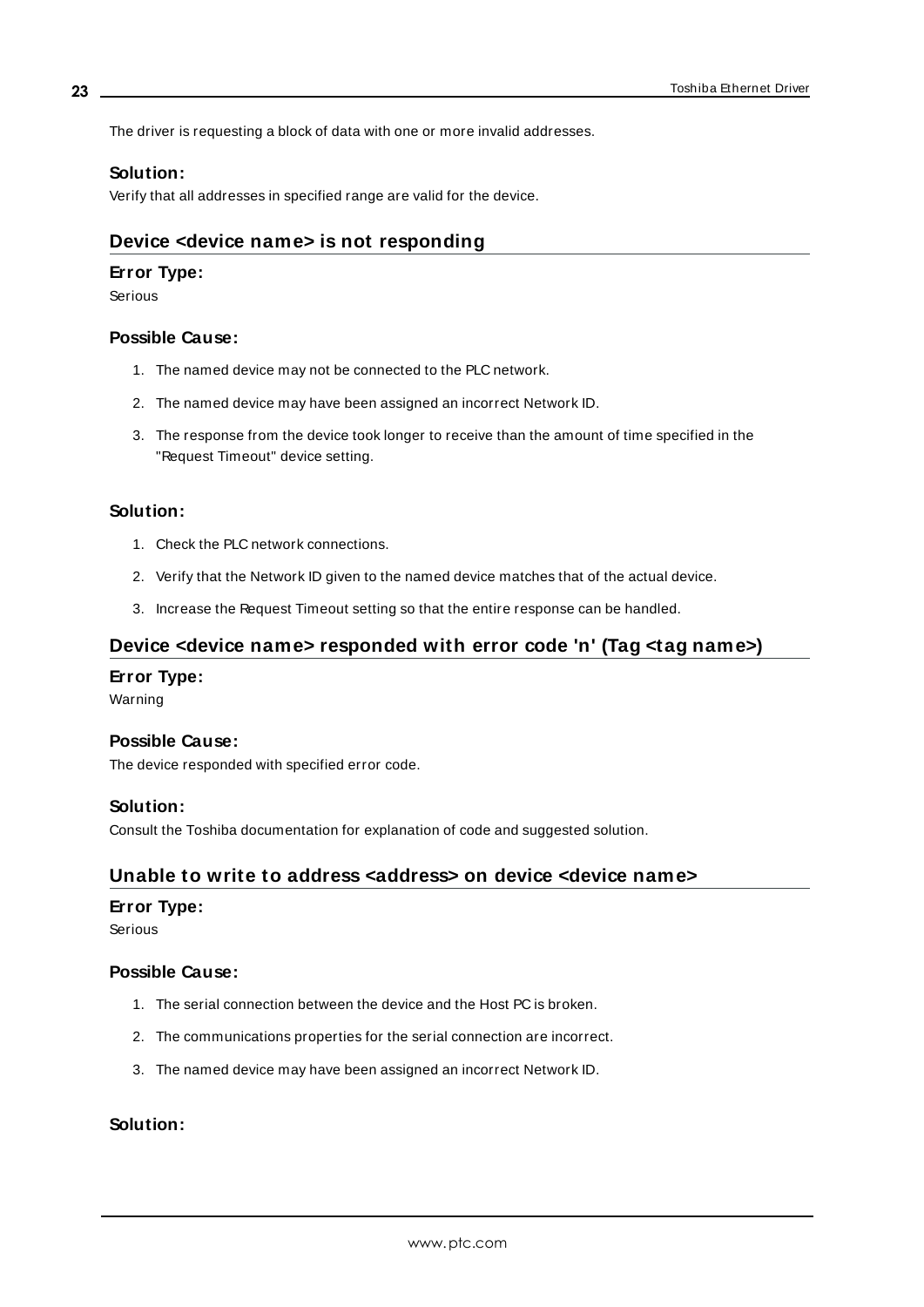The driver is requesting a block of data with one or more invalid addresses.

**Solution:**

Verify that all addresses in specified range are valid for the device.

## Device <device name> is not responding

**Error Type:**

Serious

**Possible Cause:**

1. The named device may not be connected to the PLC network.
2. The named device may have been assigned an incorrect Network ID.
3. The response from the device took longer to receive than the amount of time specified in the "Request Timeout" device setting.

**Solution:**

1. Check the PLC network connections.
2. Verify that the Network ID given to the named device matches that of the actual device.
3. Increase the Request Timeout setting so that the entire response can be handled.

## Device <device name> responded with error code 'n' (Tag <tag name>)

**Error Type:**

Warning

**Possible Cause:**

The device responded with specified error code.

**Solution:**

Consult the Toshiba documentation for explanation of code and suggested solution.

## Unable to write to address <address> on device <device name>

**Error Type:**

Serious

**Possible Cause:**

1. The serial connection between the device and the Host PC is broken.
2. The communications properties for the serial connection are incorrect.
3. The named device may have been assigned an incorrect Network ID.

**Solution:**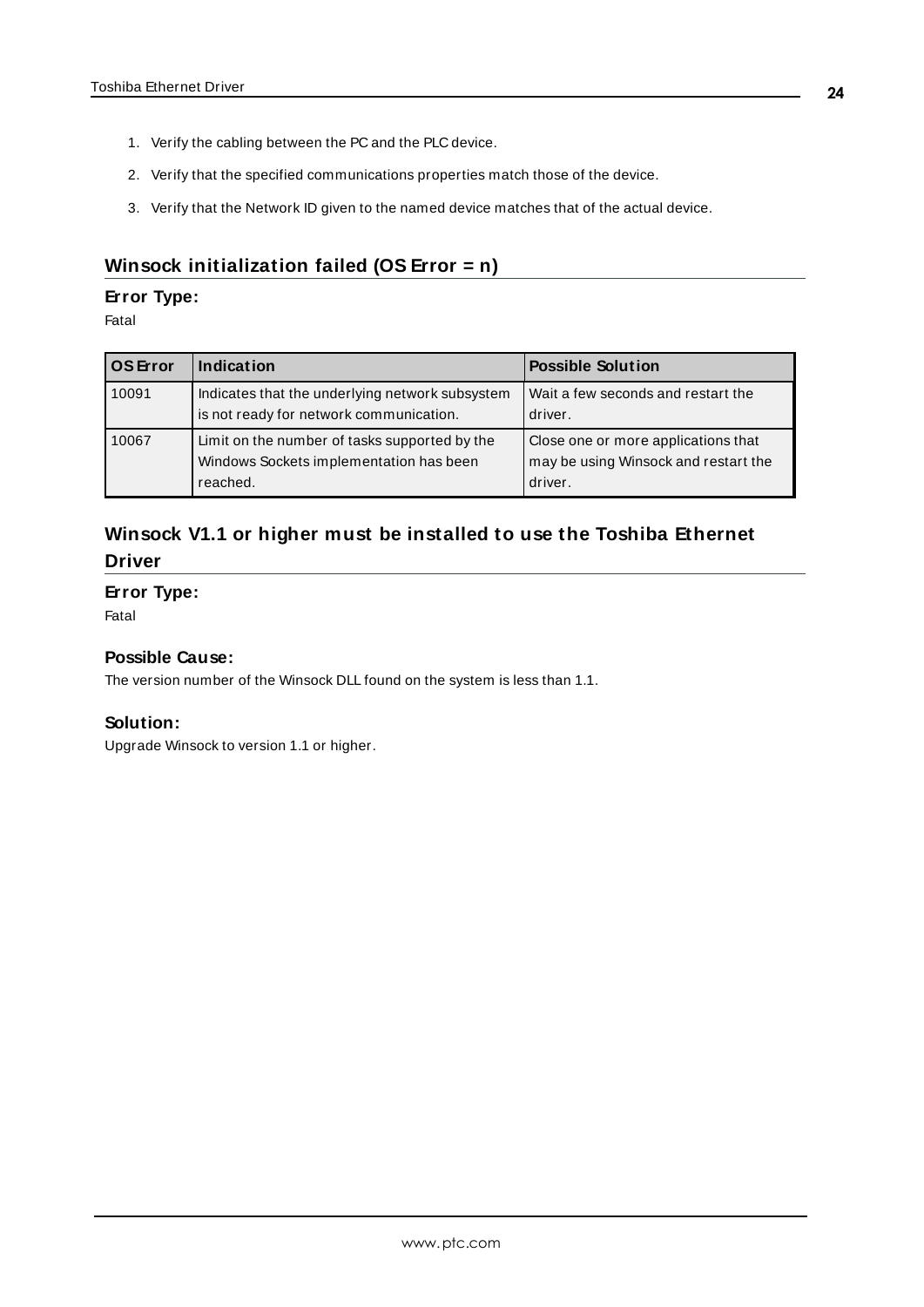1. Verify the cabling between the PC and the PLC device.
2. Verify that the specified communications properties match those of the device.
3. Verify that the Network ID given to the named device matches that of the actual device.

## Winsock initialization failed (OS Error = n)

### Error Type:

Fatal

| OS Error | Indication | Possible Solution |
|---|---|---|
| 10091 | Indicates that the underlying network subsystem is not ready for network communication. | Wait a few seconds and restart the driver. |
| 10067 | Limit on the number of tasks supported by the Windows Sockets implementation has been reached. | Close one or more applications that may be using Winsock and restart the driver. |

## Winsock V1.1 or higher must be installed to use the Toshiba Ethernet Driver

### Error Type:

Fatal

### Possible Cause:

The version number of the Winsock DLL found on the system is less than 1.1.

### Solution:

Upgrade Winsock to version 1.1 or higher.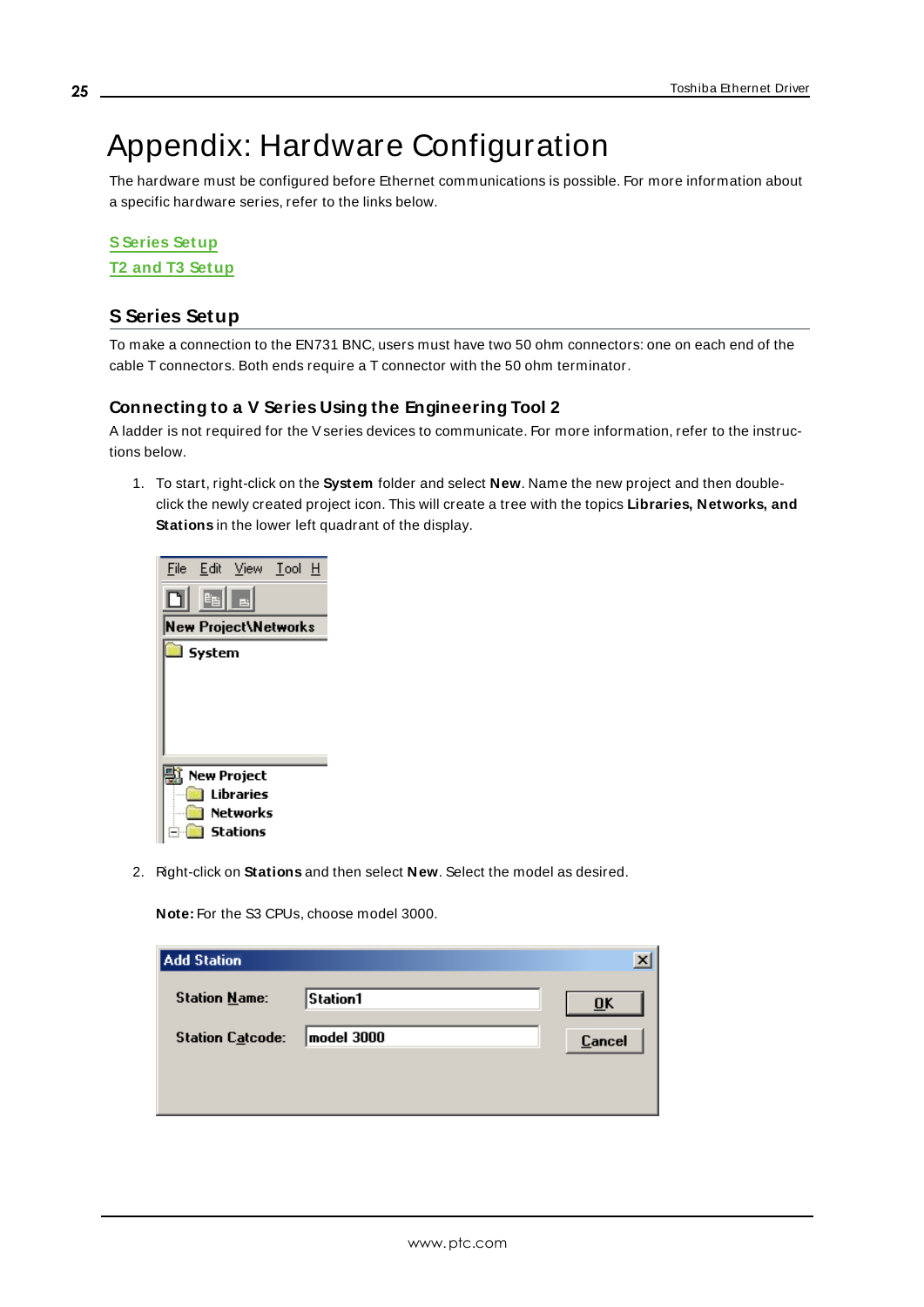# Appendix: Hardware Configuration

The hardware must be configured before Ethernet communications is possible. For more information about a specific hardware series, refer to the links below.

S Series Setup
T2 and T3 Setup

## S Series Setup

To make a connection to the EN731 BNC, users must have two 50 ohm connectors: one on each end of the cable T connectors. Both ends require a T connector with the 50 ohm terminator.

### Connecting to a V Series Using the Engineering Tool 2

A ladder is not required for the V series devices to communicate. For more information, refer to the instructions below.

1. To start, right-click on the **System** folder and select **New**. Name the new project and then double-click the newly created project icon. This will create a tree with the topics **Libraries, Networks, and Stations** in the lower left quadrant of the display.

2. Right-click on **Stations** and then select **New**. Select the model as desired.

   **Note:** For the S3 CPUs, choose model 3000.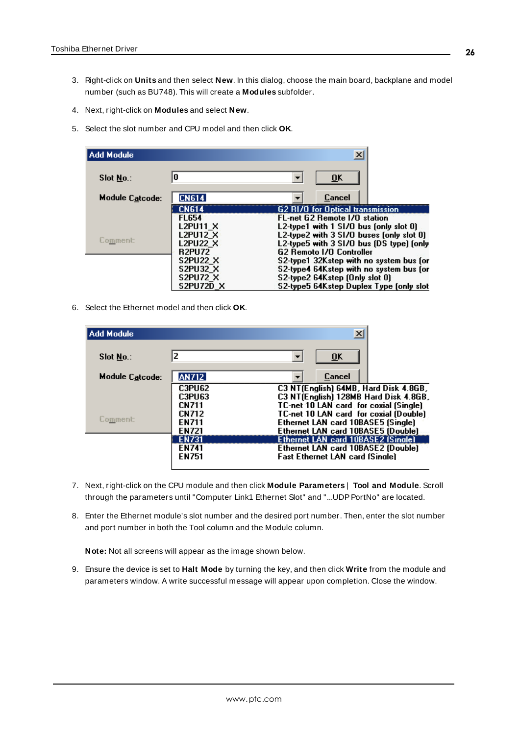3. Right-click on **Units** and then select **New**. In this dialog, choose the main board, backplane and model number (such as BU748). This will create a **Modules** subfolder.

4. Next, right-click on **Modules** and select **New**.

5. Select the slot number and CPU model and then click **OK**.

6. Select the Ethernet model and then click **OK**.

7. Next, right-click on the CPU module and then click **Module Parameters** | **Tool and Module**. Scroll through the parameters until "Computer Link1 Ethernet Slot" and "...UDP PortNo" are located.

8. Enter the Ethernet module's slot number and the desired port number. Then, enter the slot number and port number in both the Tool column and the Module column.

   **Note:** Not all screens will appear as the image shown below.

9. Ensure the device is set to **Halt Mode** by turning the key, and then click **Write** from the module and parameters window. A write successful message will appear upon completion. Close the window.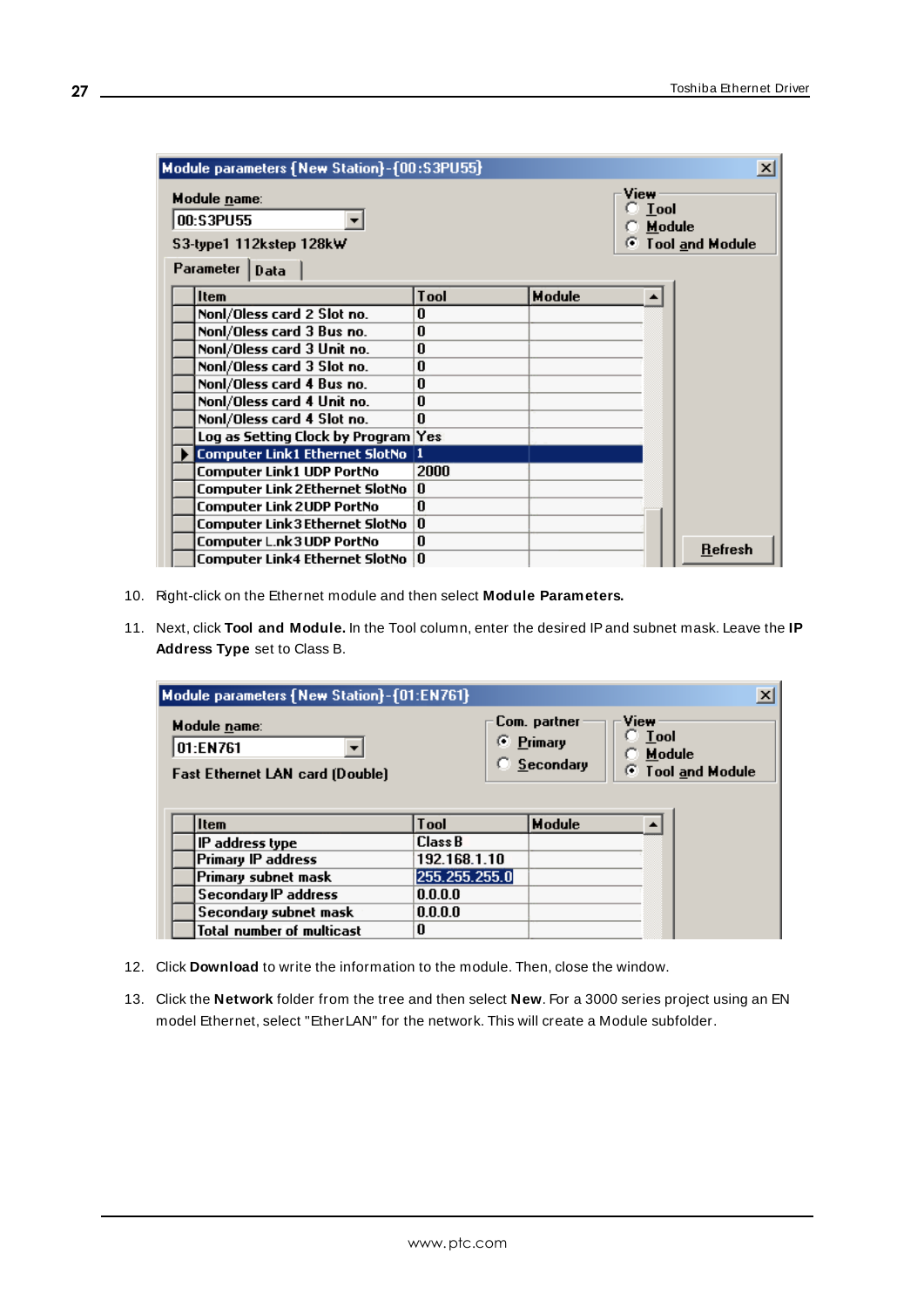| Item | Tool | Module |
| --- | --- | --- |
| NonI/Oless card 2 Slot no. | 0 | |
| NonI/Oless card 3 Bus no. | 0 | |
| NonI/Oless card 3 Unit no. | 0 | |
| NonI/Oless card 3 Slot no. | 0 | |
| NonI/Oless card 4 Bus no. | 0 | |
| NonI/Oless card 4 Unit no. | 0 | |
| NonI/Oless card 4 Slot no. | 0 | |
| Log as Setting Clock by Program | Yes | |
| Computer Link1 Ethernet SlotNo | 1 | |
| Computer Link1 UDP PortNo | 2000 | |
| Computer Link 2Ethernet SlotNo | 0 | |
| Computer Link 2UDP PortNo | 0 | |
| Computer Link3 Ethernet SlotNo | 0 | |
| Computer L.nk3 UDP PortNo | 0 | |
| Computer Link4 Ethernet SlotNo | 0 | |

10. Right-click on the Ethernet module and then select **Module Parameters.**

11. Next, click **Tool and Module.** In the Tool column, enter the desired IP and subnet mask. Leave the **IP Address Type** set to Class B.

| Item | Tool | Module |
| --- | --- | --- |
| IP address type | Class B | |
| Primary IP address | 192.168.1.10 | |
| Primary subnet mask | 255.255.255.0 | |
| Secondary IP address | 0.0.0.0 | |
| Secondary subnet mask | 0.0.0.0 | |
| Total number of multicast | 0 | |

12. Click **Download** to write the information to the module. Then, close the window.

13. Click the **Network** folder from the tree and then select **New**. For a 3000 series project using an EN model Ethernet, select "EtherLAN" for the network. This will create a Module subfolder.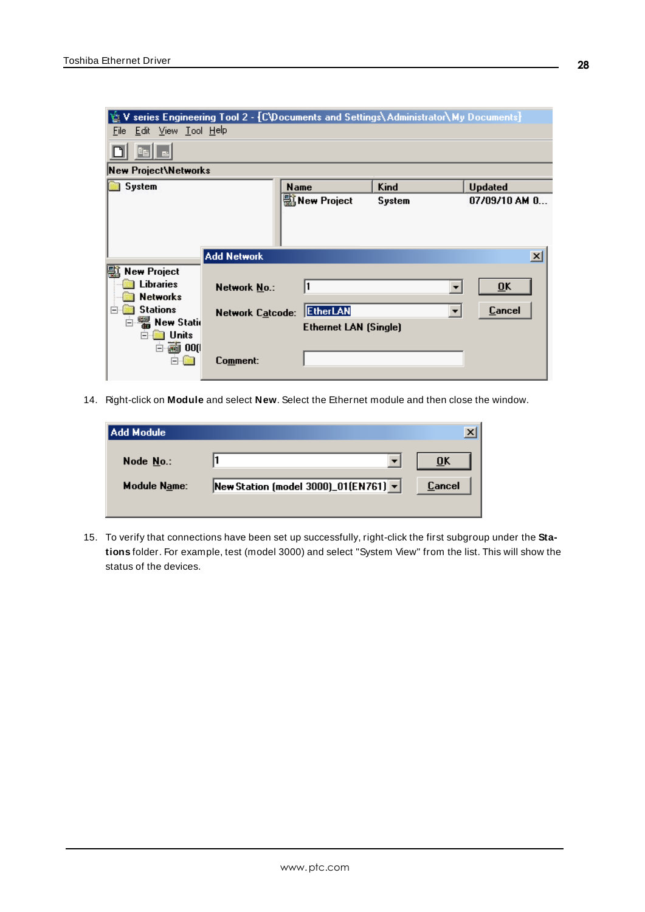14. Right-click on **Module** and select **New**. Select the Ethernet module and then close the window.

15. To verify that connections have been set up successfully, right-click the first subgroup under the **Stations** folder. For example, test (model 3000) and select "System View" from the list. This will show the status of the devices.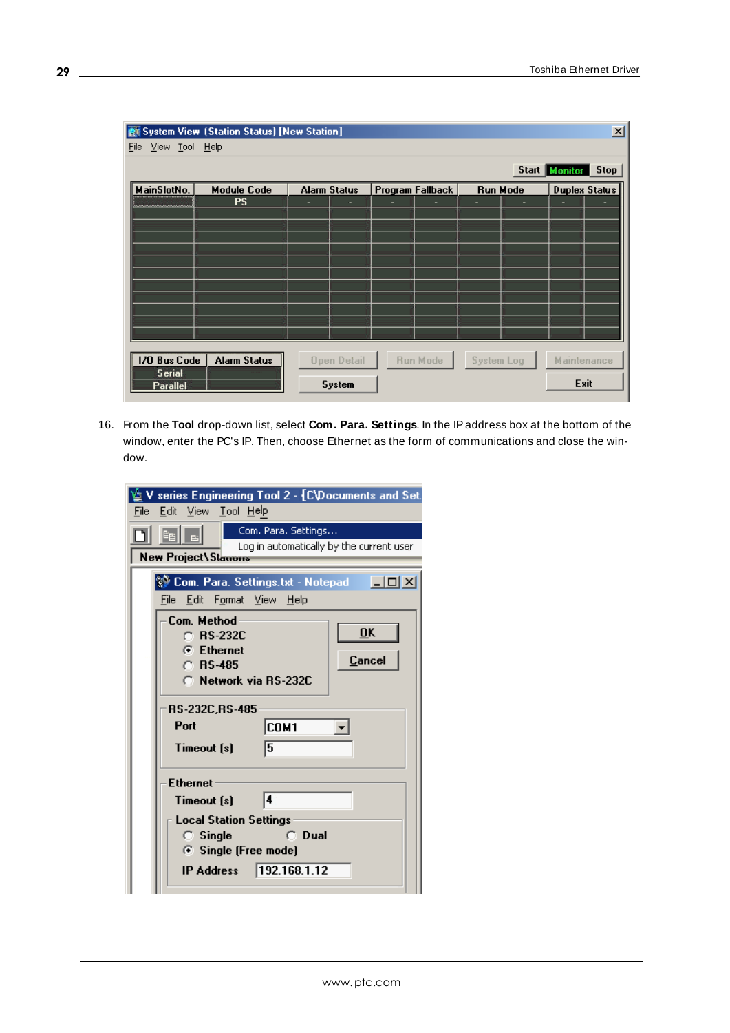16. From the **Tool** drop-down list, select **Com. Para. Settings**. In the IP address box at the bottom of the window, enter the PC's IP. Then, choose Ethernet as the form of communications and close the window.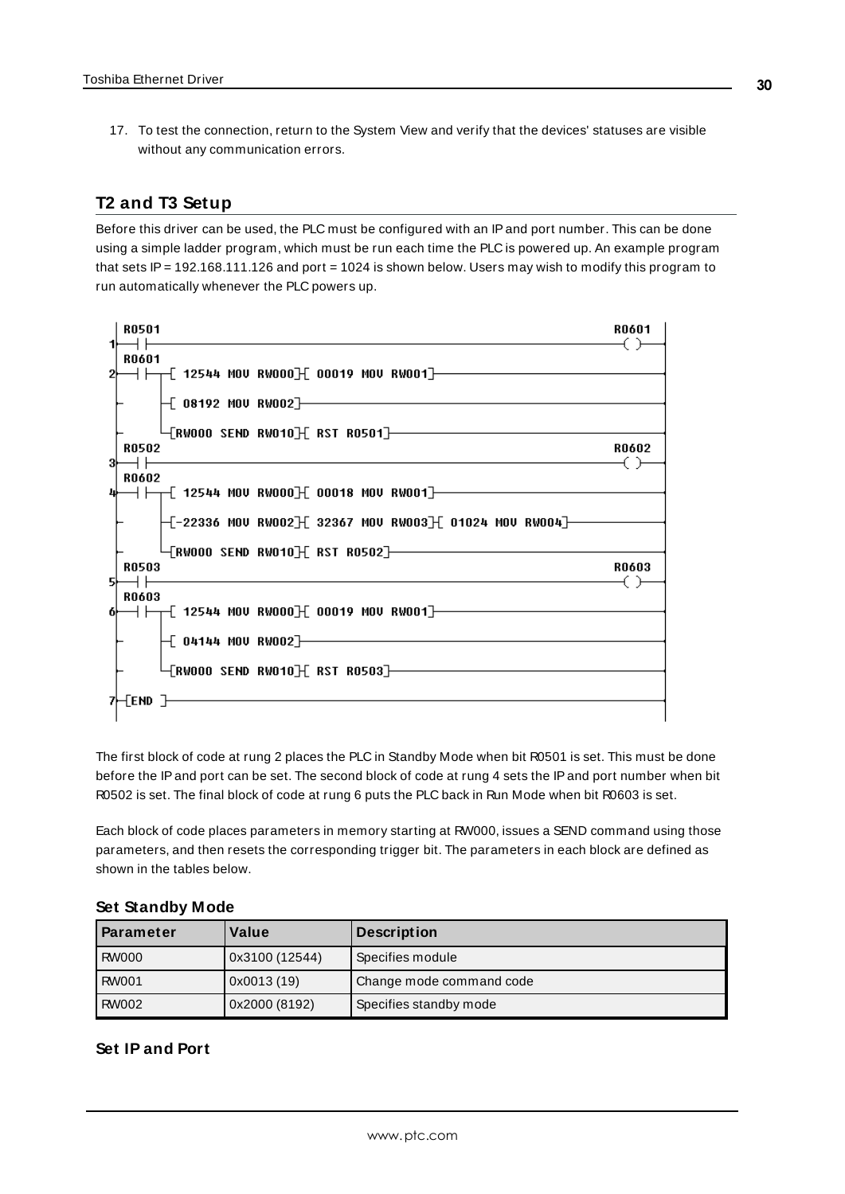17. To test the connection, return to the System View and verify that the devices' statuses are visible without any communication errors.

## T2 and T3 Setup

Before this driver can be used, the PLC must be configured with an IP and port number. This can be done using a simple ladder program, which must be run each time the PLC is powered up. An example program that sets IP = 192.168.111.126 and port = 1024 is shown below. Users may wish to modify this program to run automatically whenever the PLC powers up.

```
   R0501                                                    R0601
1 -| |-------------------------------------------------------( )-
   R0601
2 -| |--[ 12544 MOV RW000][ 00019 MOV RW001]---------------------
        |
        +-[ 08192 MOV RW002]-------------------------------------
        |
        +-[RW000 SEND RW010][ RST R0501]-------------------------
   R0502                                                    R0602
3 -| |-------------------------------------------------------( )-
   R0602
4 -| |--[ 12544 MOV RW000][ 00018 MOV RW001]---------------------
        |
        +-[-22336 MOV RW002][ 32367 MOV RW003][ 01024 MOV RW004]-
        |
        +-[RW000 SEND RW010][ RST R0502]-------------------------
   R0503                                                    R0603
5 -| |-------------------------------------------------------( )-
   R0603
6 -| |--[ 12544 MOV RW000][ 00019 MOV RW001]---------------------
        |
        +-[ 04144 MOV RW002]-------------------------------------
        |
        +-[RW000 SEND RW010][ RST R0503]-------------------------
7 -[END ]--------------------------------------------------------
```

The first block of code at rung 2 places the PLC in Standby Mode when bit R0501 is set. This must be done before the IP and port can be set. The second block of code at rung 4 sets the IP and port number when bit R0502 is set. The final block of code at rung 6 puts the PLC back in Run Mode when bit R0603 is set.

Each block of code places parameters in memory starting at RW000, issues a SEND command using those parameters, and then resets the corresponding trigger bit. The parameters in each block are defined as shown in the tables below.

### Set Standby Mode

| Parameter | Value | Description |
|---|---|---|
| RW000 | 0x3100 (12544) | Specifies module |
| RW001 | 0x0013 (19) | Change mode command code |
| RW002 | 0x2000 (8192) | Specifies standby mode |

### Set IP and Port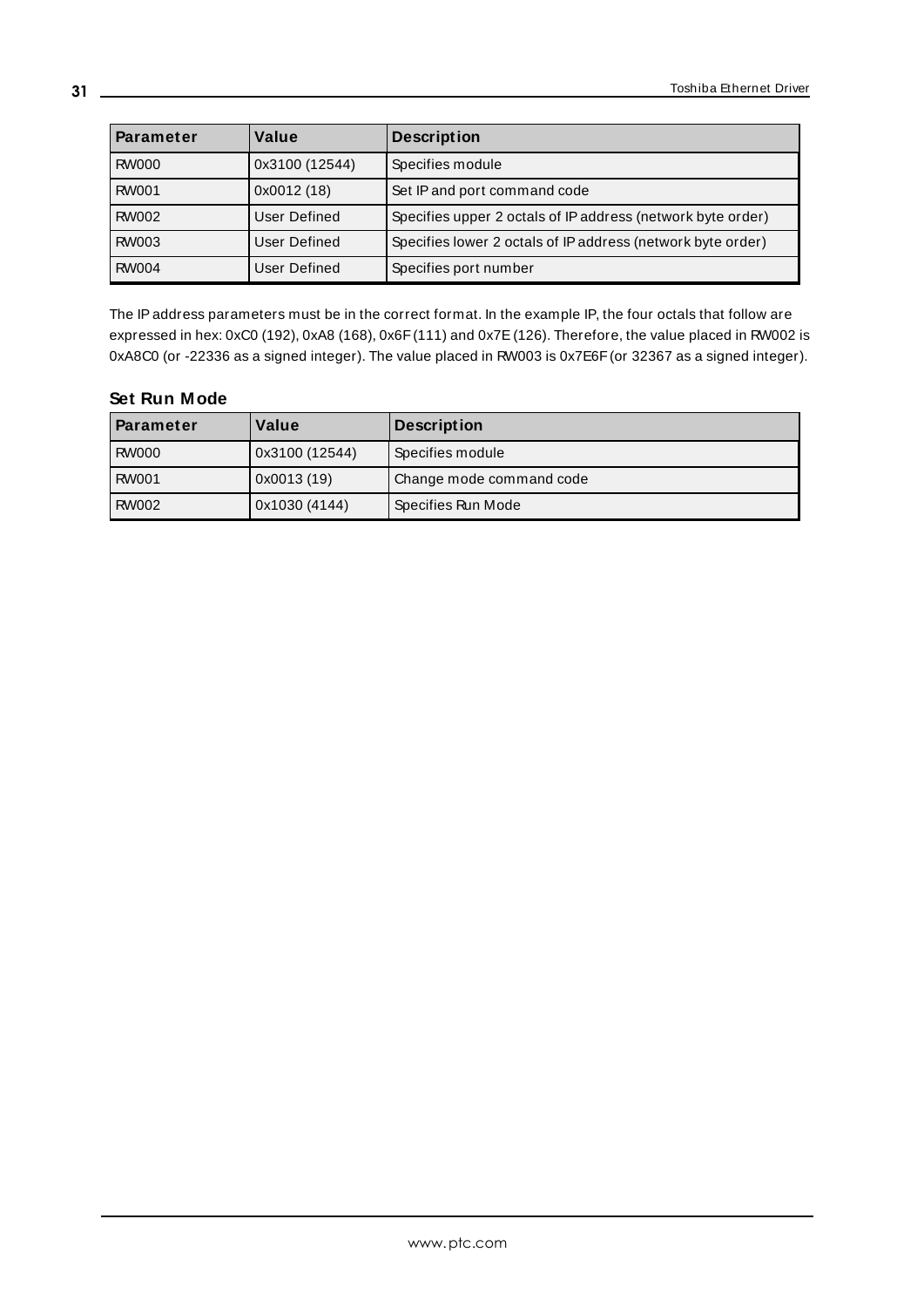| Parameter | Value | Description |
| --- | --- | --- |
| RW000 | 0x3100 (12544) | Specifies module |
| RW001 | 0x0012 (18) | Set IP and port command code |
| RW002 | User Defined | Specifies upper 2 octals of IP address (network byte order) |
| RW003 | User Defined | Specifies lower 2 octals of IP address (network byte order) |
| RW004 | User Defined | Specifies port number |

The IP address parameters must be in the correct format. In the example IP, the four octals that follow are expressed in hex: 0xC0 (192), 0xA8 (168), 0x6F (111) and 0x7E (126). Therefore, the value placed in RW002 is 0xA8C0 (or -22336 as a signed integer). The value placed in RW003 is 0x7E6F (or 32367 as a signed integer).

### Set Run Mode

| Parameter | Value | Description |
| --- | --- | --- |
| RW000 | 0x3100 (12544) | Specifies module |
| RW001 | 0x0013 (19) | Change mode command code |
| RW002 | 0x1030 (4144) | Specifies Run Mode |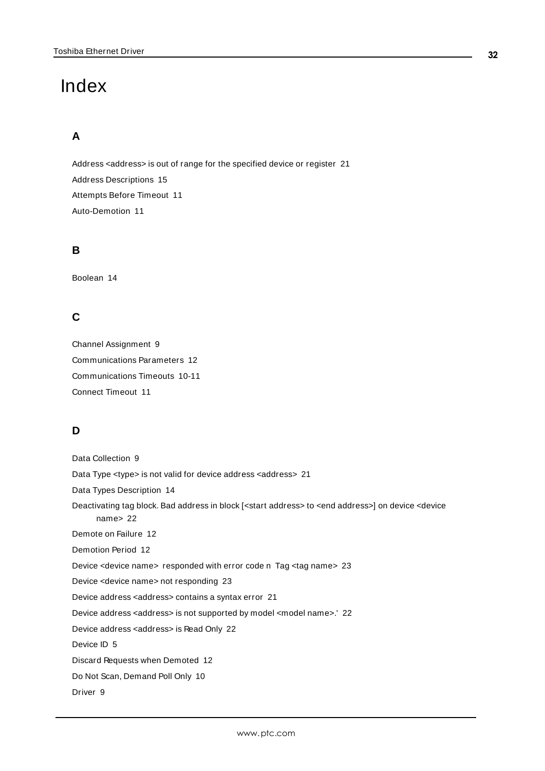# Index

## A

Address <address> is out of range for the specified device or register 21

Address Descriptions 15

Attempts Before Timeout 11

Auto-Demotion 11

## B

Boolean 14

## C

Channel Assignment 9

Communications Parameters 12

Communications Timeouts 10-11

Connect Timeout 11

## D

Data Collection 9

Data Type <type> is not valid for device address <address> 21

Data Types Description 14

Deactivating tag block. Bad address in block [<start address> to <end address>] on device <device name> 22

Demote on Failure 12

Demotion Period 12

Device <device name> responded with error code n Tag <tag name> 23

Device <device name> not responding 23

Device address <address> contains a syntax error 21

Device address <address> is not supported by model <model name>.' 22

Device address <address> is Read Only 22

Device ID 5

Discard Requests when Demoted 12

Do Not Scan, Demand Poll Only 10

Driver 9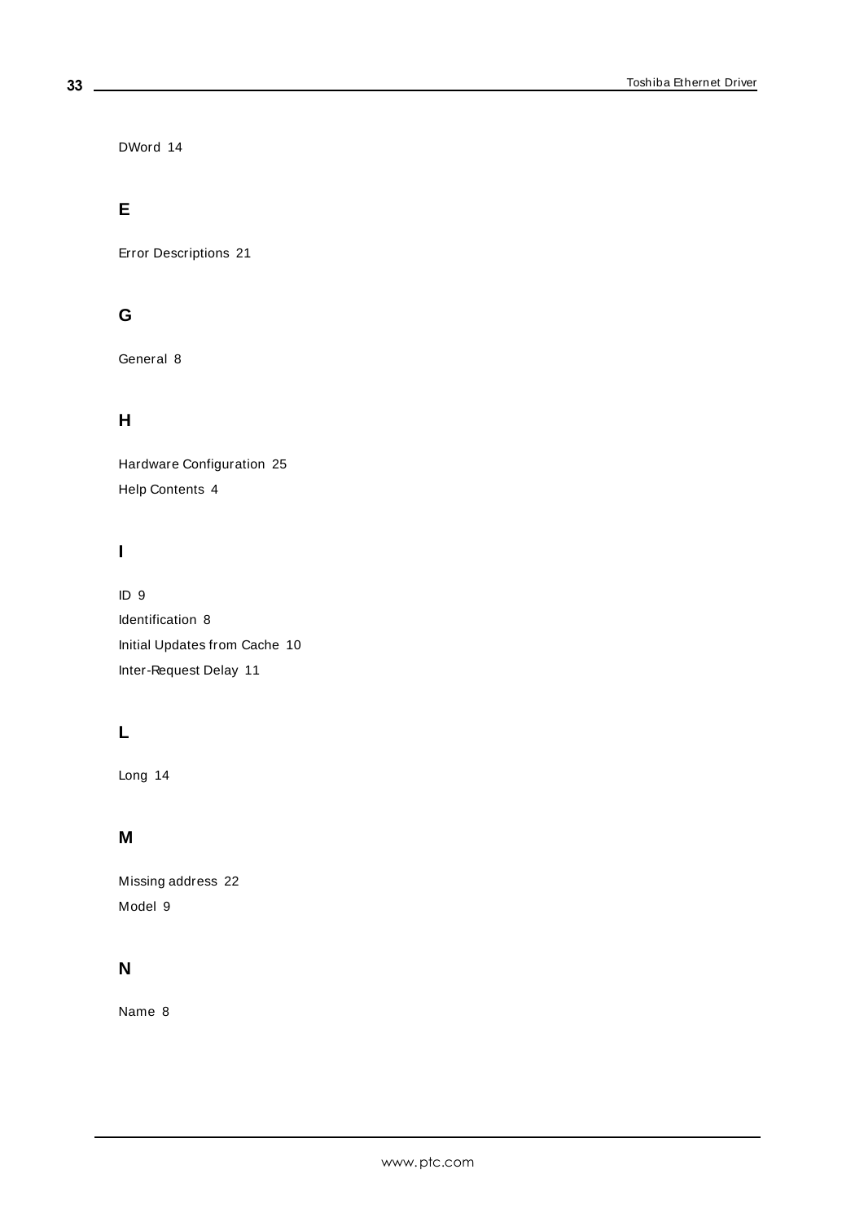DWord 14

## E

Error Descriptions 21

## G

General 8

## H

Hardware Configuration 25

Help Contents 4

## I

ID 9

Identification 8

Initial Updates from Cache 10

Inter-Request Delay 11

## L

Long 14

## M

Missing address 22

Model 9

## N

Name 8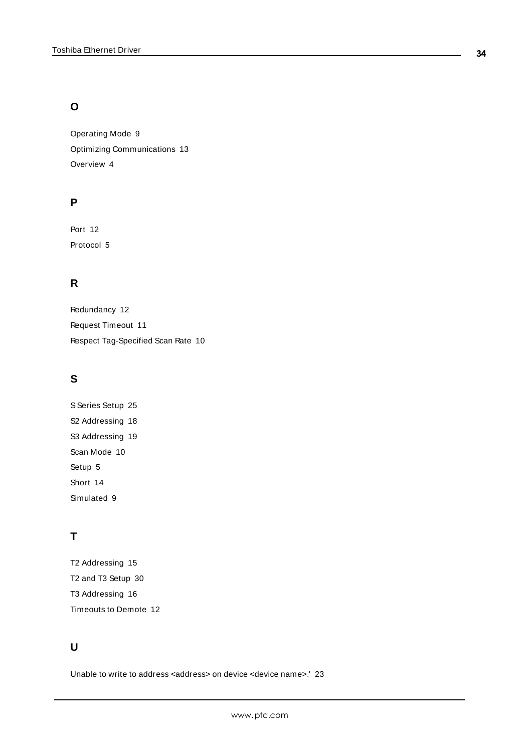## O

Operating Mode 9

Optimizing Communications 13

Overview 4

## P

Port 12

Protocol 5

## R

Redundancy 12

Request Timeout 11

Respect Tag-Specified Scan Rate 10

## S

S Series Setup 25

S2 Addressing 18

S3 Addressing 19

Scan Mode 10

Setup 5

Short 14

Simulated 9

## T

T2 Addressing 15

T2 and T3 Setup 30

T3 Addressing 16

Timeouts to Demote 12

## U

Unable to write to address <address> on device <device name>.' 23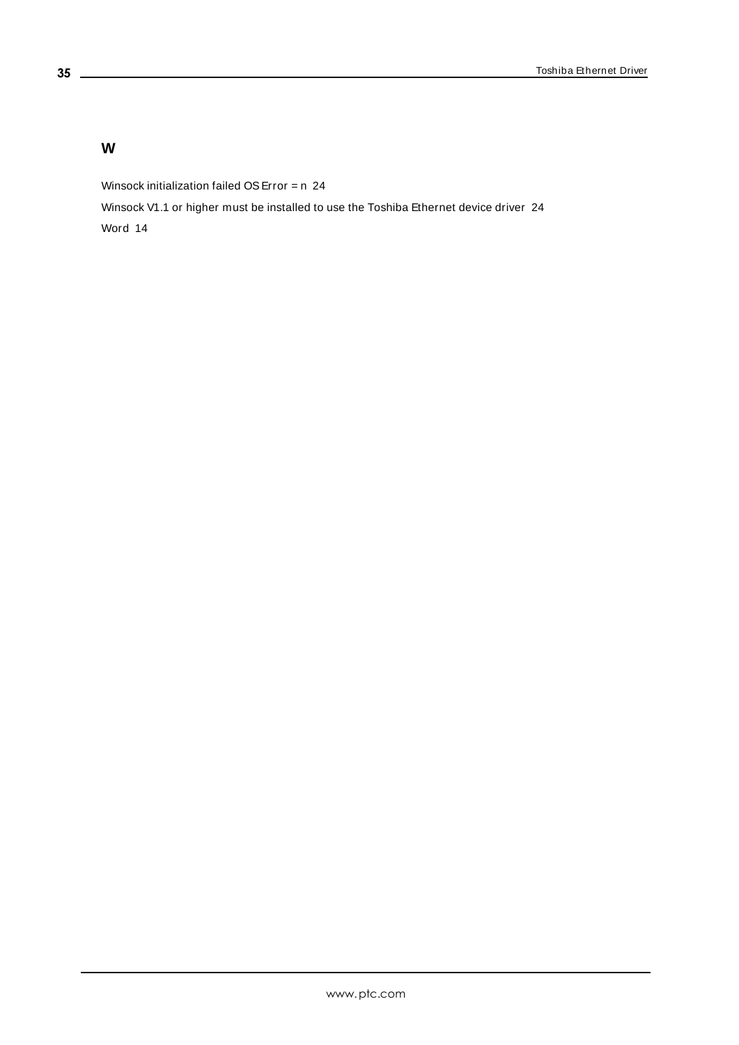## W

Winsock initialization failed OS Error = n 24

Winsock V1.1 or higher must be installed to use the Toshiba Ethernet device driver 24

Word 14